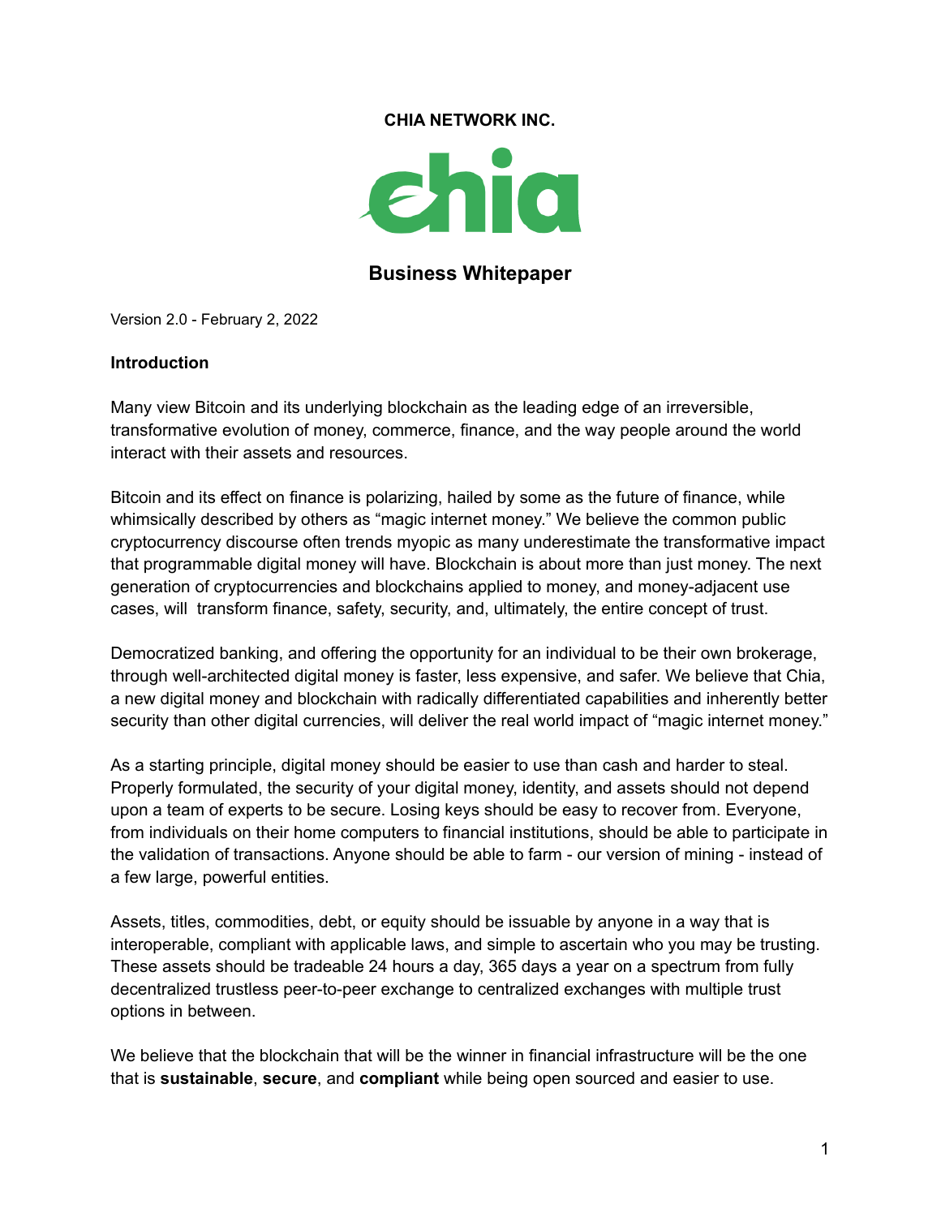**CHIA NETWORK INC.**

chia

## Business Whitepaper

Version 2.0 - February 2, 2022

**Introduction**

Many view Bitcoin and its underlying blockchain as the leading edge of an irreversible, transformative evolution of money, commerce, finance, and the way people around the world interact with their assets and resources.

Bitcoin and its effect on finance is polarizing, hailed by some as the future of finance, while whimsically described by others as "magic internet money." We believe the common public cryptocurrency discourse often trends myopic as many underestimate the transformative impact that programmable digital money will have. Blockchain is about more than just money. The next generation of cryptocurrencies and blockchains applied to money, and money-adjacent use cases, will transform finance, safety, security, and, ultimately, the entire concept of trust.

Democratized banking, and offering the opportunity for an individual to be their own brokerage, through well-architected digital money is faster, less expensive, and safer. We believe that Chia, a new digital money and blockchain with radically differentiated capabilities and inherently better security than other digital currencies, will deliver the real world impact of "magic internet money."

As a starting principle, digital money should be easier to use than cash and harder to steal. Properly formulated, the security of your digital money, identity, and assets should not depend upon a team of experts to be secure. Losing keys should be easy to recover from. Everyone, from individuals on their home computers to financial institutions, should be able to participate in the validation of transactions. Anyone should be able to farm - our version of mining - instead of a few large, powerful entities.

Assets, titles, commodities, debt, or equity should be issuable by anyone in a way that is interoperable, compliant with applicable laws, and simple to ascertain who you may be trusting. These assets should be tradeable 24 hours a day, 365 days a year on a spectrum from fully decentralized trustless peer-to-peer exchange to centralized exchanges with multiple trust options in between.

We believe that the blockchain that will be the winner in financial infrastructure will be the one that is **sustainable**, **secure**, and **compliant** while being open sourced and easier to use.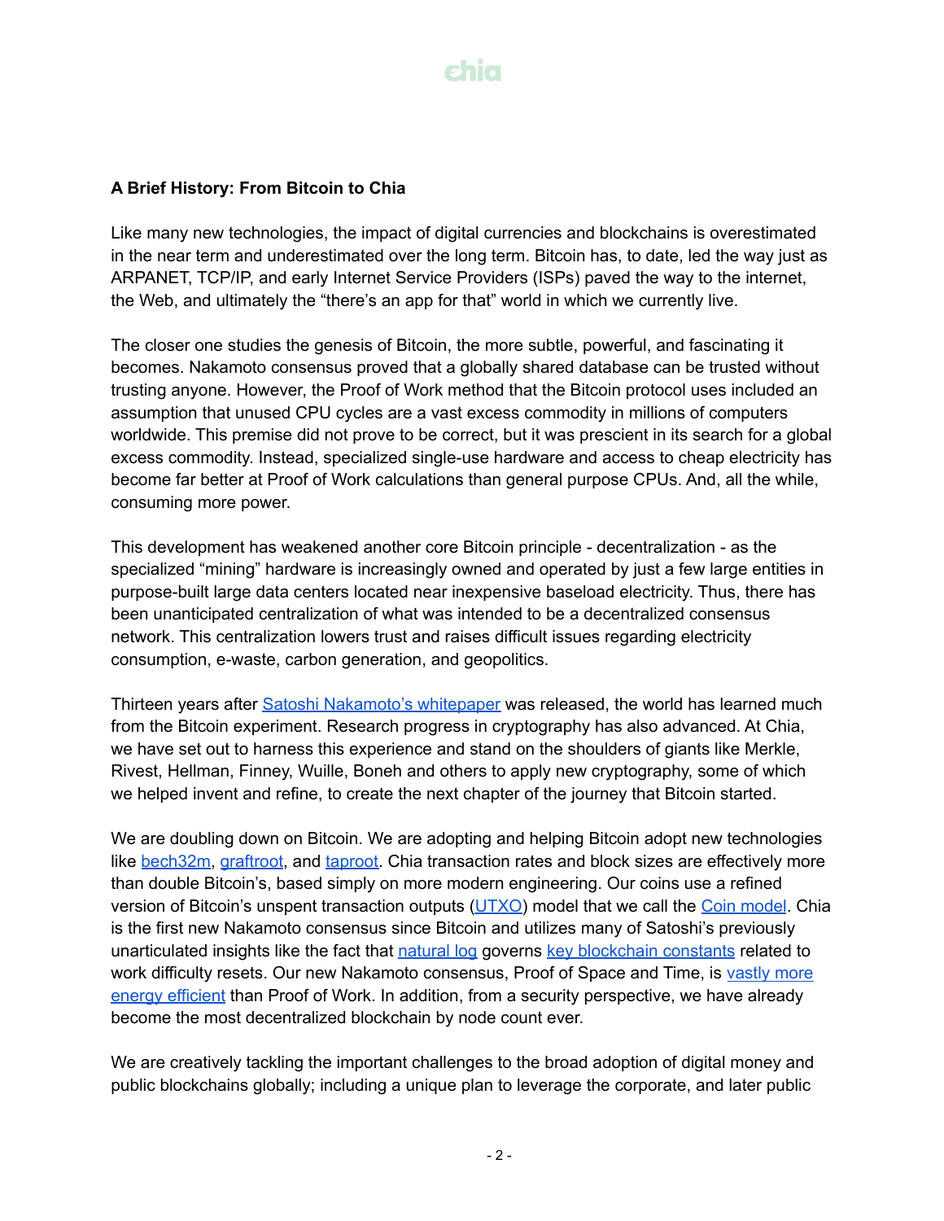**A Brief History: From Bitcoin to Chia**

Like many new technologies, the impact of digital currencies and blockchains is overestimated in the near term and underestimated over the long term. Bitcoin has, to date, led the way just as ARPANET, TCP/IP, and early Internet Service Providers (ISPs) paved the way to the internet, the Web, and ultimately the "there's an app for that" world in which we currently live.

The closer one studies the genesis of Bitcoin, the more subtle, powerful, and fascinating it becomes. Nakamoto consensus proved that a globally shared database can be trusted without trusting anyone. However, the Proof of Work method that the Bitcoin protocol uses included an assumption that unused CPU cycles are a vast excess commodity in millions of computers worldwide. This premise did not prove to be correct, but it was prescient in its search for a global excess commodity. Instead, specialized single-use hardware and access to cheap electricity has become far better at Proof of Work calculations than general purpose CPUs. And, all the while, consuming more power.

This development has weakened another core Bitcoin principle - decentralization - as the specialized "mining" hardware is increasingly owned and operated by just a few large entities in purpose-built large data centers located near inexpensive baseload electricity. Thus, there has been unanticipated centralization of what was intended to be a decentralized consensus network. This centralization lowers trust and raises difficult issues regarding electricity consumption, e-waste, carbon generation, and geopolitics.

Thirteen years after Satoshi Nakamoto's whitepaper was released, the world has learned much from the Bitcoin experiment. Research progress in cryptography has also advanced. At Chia, we have set out to harness this experience and stand on the shoulders of giants like Merkle, Rivest, Hellman, Finney, Wuille, Boneh and others to apply new cryptography, some of which we helped invent and refine, to create the next chapter of the journey that Bitcoin started.

We are doubling down on Bitcoin. We are adopting and helping Bitcoin adopt new technologies like bech32m, graftroot, and taproot. Chia transaction rates and block sizes are effectively more than double Bitcoin's, based simply on more modern engineering. Our coins use a refined version of Bitcoin's unspent transaction outputs (UTXO) model that we call the Coin model. Chia is the first new Nakamoto consensus since Bitcoin and utilizes many of Satoshi's previously unarticulated insights like the fact that natural log governs key blockchain constants related to work difficulty resets. Our new Nakamoto consensus, Proof of Space and Time, is vastly more energy efficient than Proof of Work. In addition, from a security perspective, we have already become the most decentralized blockchain by node count ever.

We are creatively tackling the important challenges to the broad adoption of digital money and public blockchains globally; including a unique plan to leverage the corporate, and later public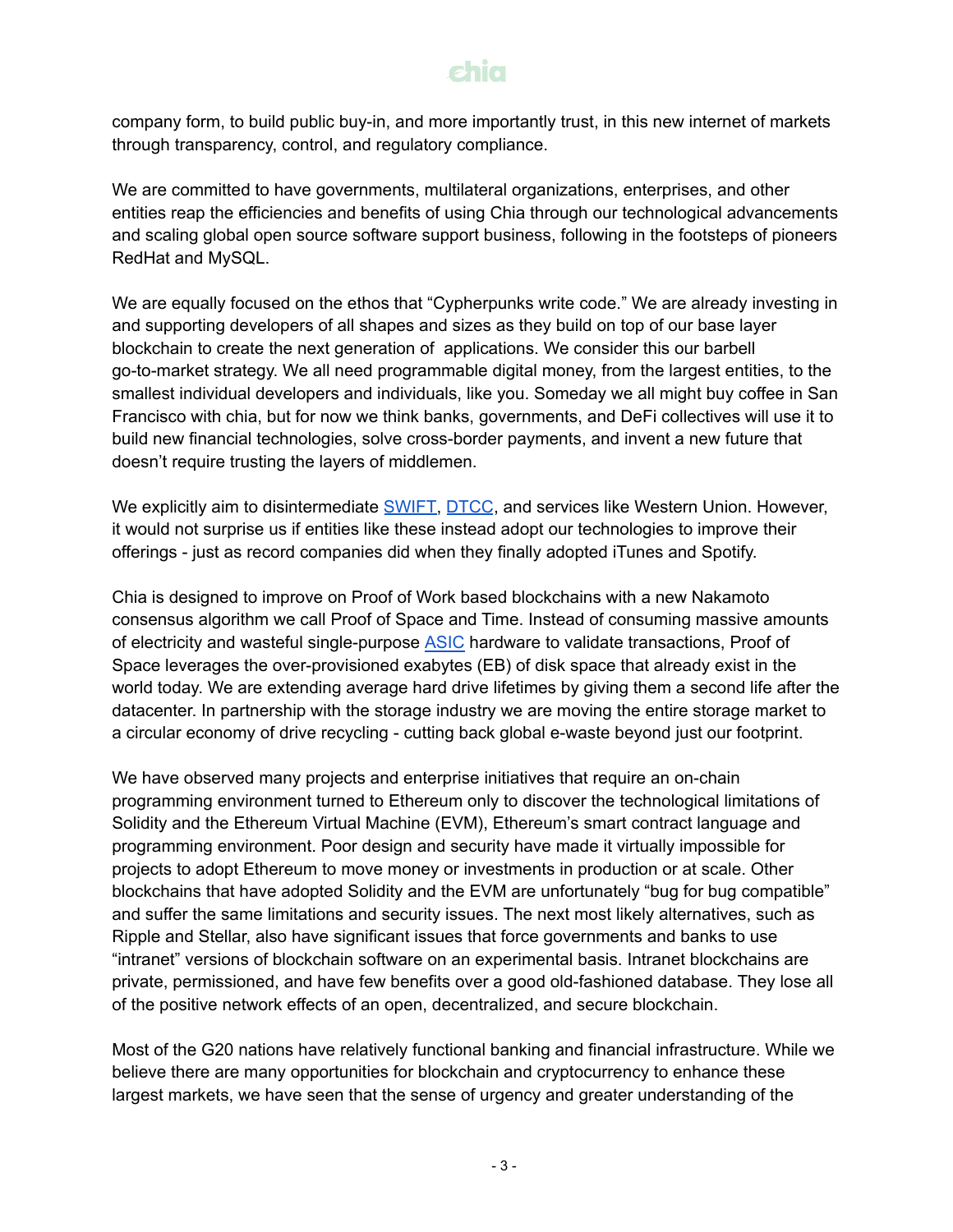company form, to build public buy-in, and more importantly trust, in this new internet of markets through transparency, control, and regulatory compliance.

We are committed to have governments, multilateral organizations, enterprises, and other entities reap the efficiencies and benefits of using Chia through our technological advancements and scaling global open source software support business, following in the footsteps of pioneers RedHat and MySQL.

We are equally focused on the ethos that "Cypherpunks write code." We are already investing in and supporting developers of all shapes and sizes as they build on top of our base layer blockchain to create the next generation of applications. We consider this our barbell go-to-market strategy. We all need programmable digital money, from the largest entities, to the smallest individual developers and individuals, like you. Someday we all might buy coffee in San Francisco with chia, but for now we think banks, governments, and DeFi collectives will use it to build new financial technologies, solve cross-border payments, and invent a new future that doesn't require trusting the layers of middlemen.

We explicitly aim to disintermediate SWIFT, DTCC, and services like Western Union. However, it would not surprise us if entities like these instead adopt our technologies to improve their offerings - just as record companies did when they finally adopted iTunes and Spotify.

Chia is designed to improve on Proof of Work based blockchains with a new Nakamoto consensus algorithm we call Proof of Space and Time. Instead of consuming massive amounts of electricity and wasteful single-purpose ASIC hardware to validate transactions, Proof of Space leverages the over-provisioned exabytes (EB) of disk space that already exist in the world today. We are extending average hard drive lifetimes by giving them a second life after the datacenter. In partnership with the storage industry we are moving the entire storage market to a circular economy of drive recycling - cutting back global e-waste beyond just our footprint.

We have observed many projects and enterprise initiatives that require an on-chain programming environment turned to Ethereum only to discover the technological limitations of Solidity and the Ethereum Virtual Machine (EVM), Ethereum's smart contract language and programming environment. Poor design and security have made it virtually impossible for projects to adopt Ethereum to move money or investments in production or at scale. Other blockchains that have adopted Solidity and the EVM are unfortunately "bug for bug compatible" and suffer the same limitations and security issues. The next most likely alternatives, such as Ripple and Stellar, also have significant issues that force governments and banks to use "intranet" versions of blockchain software on an experimental basis. Intranet blockchains are private, permissioned, and have few benefits over a good old-fashioned database. They lose all of the positive network effects of an open, decentralized, and secure blockchain.

Most of the G20 nations have relatively functional banking and financial infrastructure. While we believe there are many opportunities for blockchain and cryptocurrency to enhance these largest markets, we have seen that the sense of urgency and greater understanding of the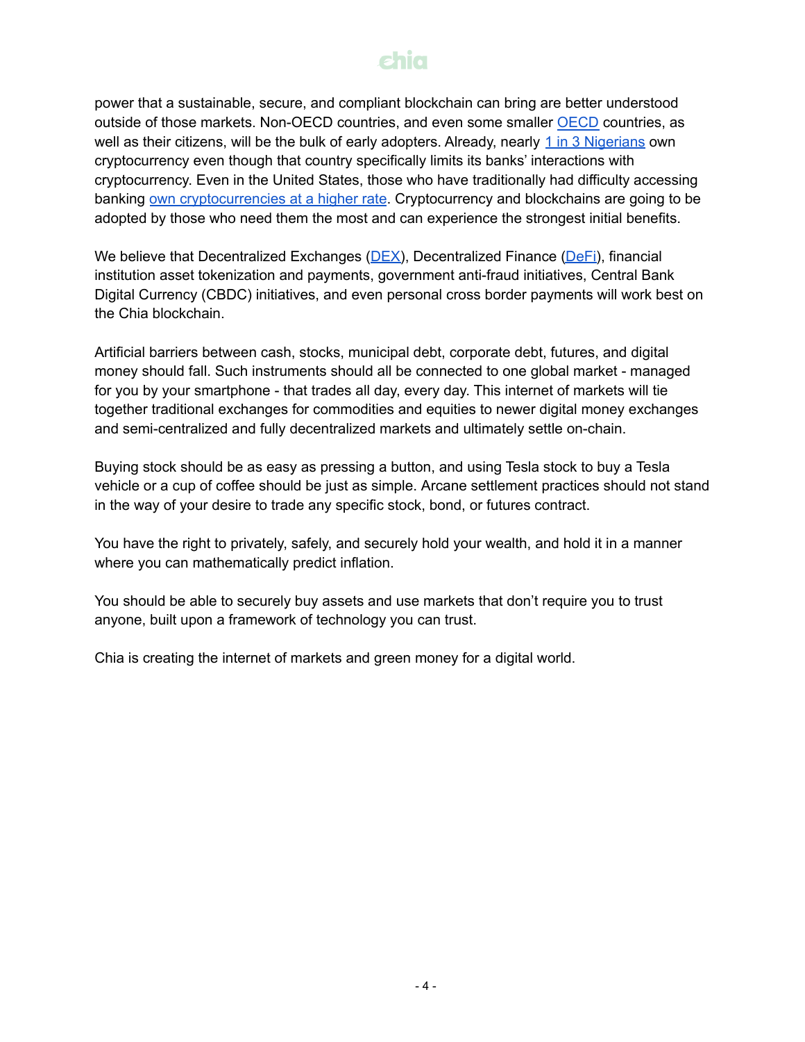power that a sustainable, secure, and compliant blockchain can bring are better understood outside of those markets. Non-OECD countries, and even some smaller OECD countries, as well as their citizens, will be the bulk of early adopters. Already, nearly 1 in 3 Nigerians own cryptocurrency even though that country specifically limits its banks' interactions with cryptocurrency. Even in the United States, those who have traditionally had difficulty accessing banking own cryptocurrencies at a higher rate. Cryptocurrency and blockchains are going to be adopted by those who need them the most and can experience the strongest initial benefits.

We believe that Decentralized Exchanges (DEX), Decentralized Finance (DeFi), financial institution asset tokenization and payments, government anti-fraud initiatives, Central Bank Digital Currency (CBDC) initiatives, and even personal cross border payments will work best on the Chia blockchain.

Artificial barriers between cash, stocks, municipal debt, corporate debt, futures, and digital money should fall. Such instruments should all be connected to one global market - managed for you by your smartphone - that trades all day, every day. This internet of markets will tie together traditional exchanges for commodities and equities to newer digital money exchanges and semi-centralized and fully decentralized markets and ultimately settle on-chain.

Buying stock should be as easy as pressing a button, and using Tesla stock to buy a Tesla vehicle or a cup of coffee should be just as simple. Arcane settlement practices should not stand in the way of your desire to trade any specific stock, bond, or futures contract.

You have the right to privately, safely, and securely hold your wealth, and hold it in a manner where you can mathematically predict inflation.

You should be able to securely buy assets and use markets that don't require you to trust anyone, built upon a framework of technology you can trust.

Chia is creating the internet of markets and green money for a digital world.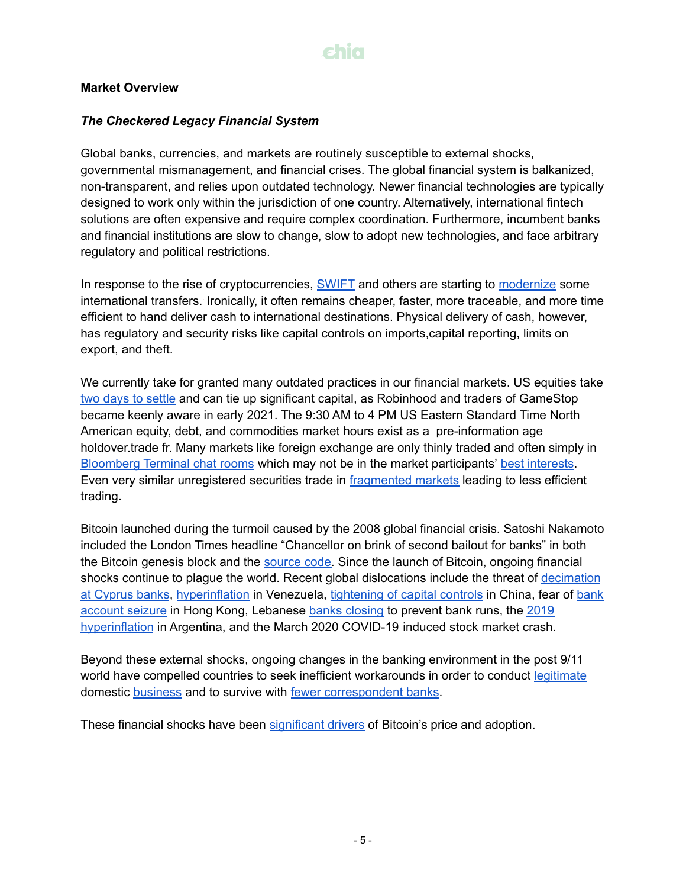**Market Overview**

***The Checkered Legacy Financial System***

Global banks, currencies, and markets are routinely susceptible to external shocks, governmental mismanagement, and financial crises. The global financial system is balkanized, non-transparent, and relies upon outdated technology. Newer financial technologies are typically designed to work only within the jurisdiction of one country. Alternatively, international fintech solutions are often expensive and require complex coordination. Furthermore, incumbent banks and financial institutions are slow to change, slow to adopt new technologies, and face arbitrary regulatory and political restrictions.

In response to the rise of cryptocurrencies, SWIFT and others are starting to modernize some international transfers. Ironically, it often remains cheaper, faster, more traceable, and more time efficient to hand deliver cash to international destinations. Physical delivery of cash, however, has regulatory and security risks like capital controls on imports,capital reporting, limits on export, and theft.

We currently take for granted many outdated practices in our financial markets. US equities take two days to settle and can tie up significant capital, as Robinhood and traders of GameStop became keenly aware in early 2021. The 9:30 AM to 4 PM US Eastern Standard Time North American equity, debt, and commodities market hours exist as a pre-information age holdover.trade fr. Many markets like foreign exchange are only thinly traded and often simply in Bloomberg Terminal chat rooms which may not be in the market participants' best interests. Even very similar unregistered securities trade in fragmented markets leading to less efficient trading.

Bitcoin launched during the turmoil caused by the 2008 global financial crisis. Satoshi Nakamoto included the London Times headline "Chancellor on brink of second bailout for banks" in both the Bitcoin genesis block and the source code. Since the launch of Bitcoin, ongoing financial shocks continue to plague the world. Recent global dislocations include the threat of decimation at Cyprus banks, hyperinflation in Venezuela, tightening of capital controls in China, fear of bank account seizure in Hong Kong, Lebanese banks closing to prevent bank runs, the 2019 hyperinflation in Argentina, and the March 2020 COVID-19 induced stock market crash.

Beyond these external shocks, ongoing changes in the banking environment in the post 9/11 world have compelled countries to seek inefficient workarounds in order to conduct legitimate domestic business and to survive with fewer correspondent banks.

These financial shocks have been significant drivers of Bitcoin's price and adoption.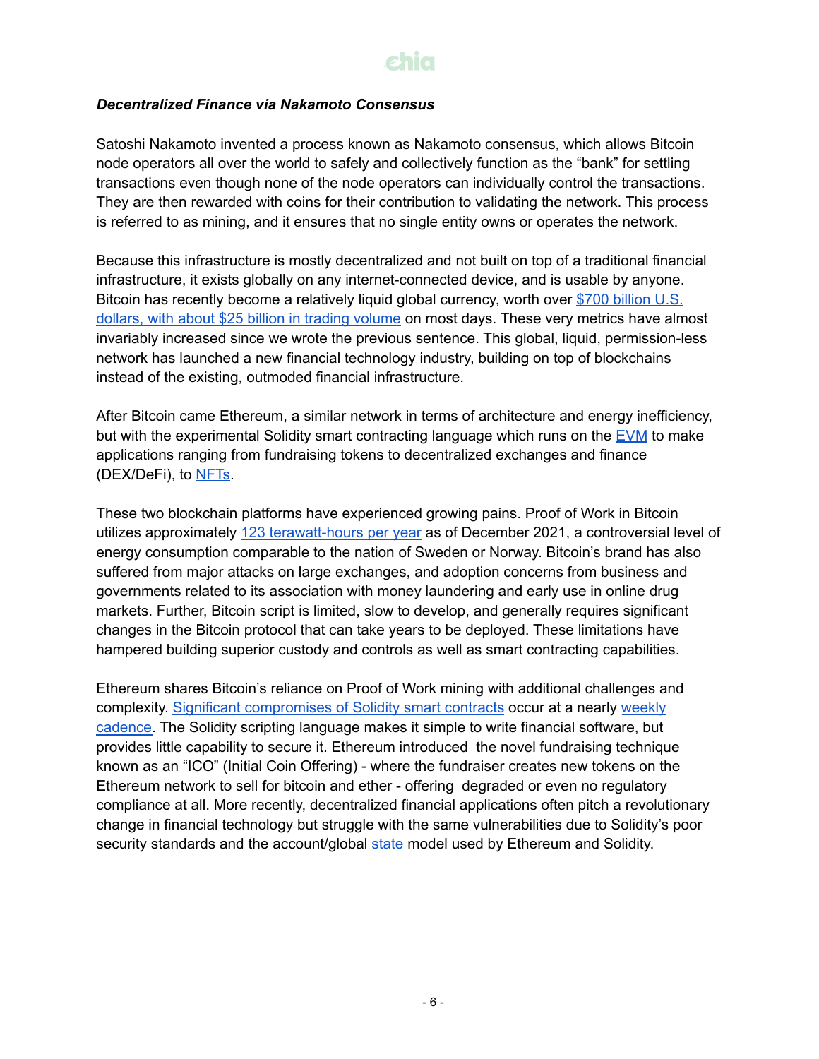***Decentralized Finance via Nakamoto Consensus***

Satoshi Nakamoto invented a process known as Nakamoto consensus, which allows Bitcoin node operators all over the world to safely and collectively function as the "bank" for settling transactions even though none of the node operators can individually control the transactions. They are then rewarded with coins for their contribution to validating the network. This process is referred to as mining, and it ensures that no single entity owns or operates the network.

Because this infrastructure is mostly decentralized and not built on top of a traditional financial infrastructure, it exists globally on any internet-connected device, and is usable by anyone. Bitcoin has recently become a relatively liquid global currency, worth over $700 billion U.S. dollars, with about $25 billion in trading volume on most days. These very metrics have almost invariably increased since we wrote the previous sentence. This global, liquid, permission-less network has launched a new financial technology industry, building on top of blockchains instead of the existing, outmoded financial infrastructure.

After Bitcoin came Ethereum, a similar network in terms of architecture and energy inefficiency, but with the experimental Solidity smart contracting language which runs on the EVM to make applications ranging from fundraising tokens to decentralized exchanges and finance (DEX/DeFi), to NFTs.

These two blockchain platforms have experienced growing pains. Proof of Work in Bitcoin utilizes approximately 123 terawatt-hours per year as of December 2021, a controversial level of energy consumption comparable to the nation of Sweden or Norway. Bitcoin's brand has also suffered from major attacks on large exchanges, and adoption concerns from business and governments related to its association with money laundering and early use in online drug markets. Further, Bitcoin script is limited, slow to develop, and generally requires significant changes in the Bitcoin protocol that can take years to be deployed. These limitations have hampered building superior custody and controls as well as smart contracting capabilities.

Ethereum shares Bitcoin's reliance on Proof of Work mining with additional challenges and complexity. Significant compromises of Solidity smart contracts occur at a nearly weekly cadence. The Solidity scripting language makes it simple to write financial software, but provides little capability to secure it. Ethereum introduced the novel fundraising technique known as an "ICO" (Initial Coin Offering) - where the fundraiser creates new tokens on the Ethereum network to sell for bitcoin and ether - offering degraded or even no regulatory compliance at all. More recently, decentralized financial applications often pitch a revolutionary change in financial technology but struggle with the same vulnerabilities due to Solidity's poor security standards and the account/global state model used by Ethereum and Solidity.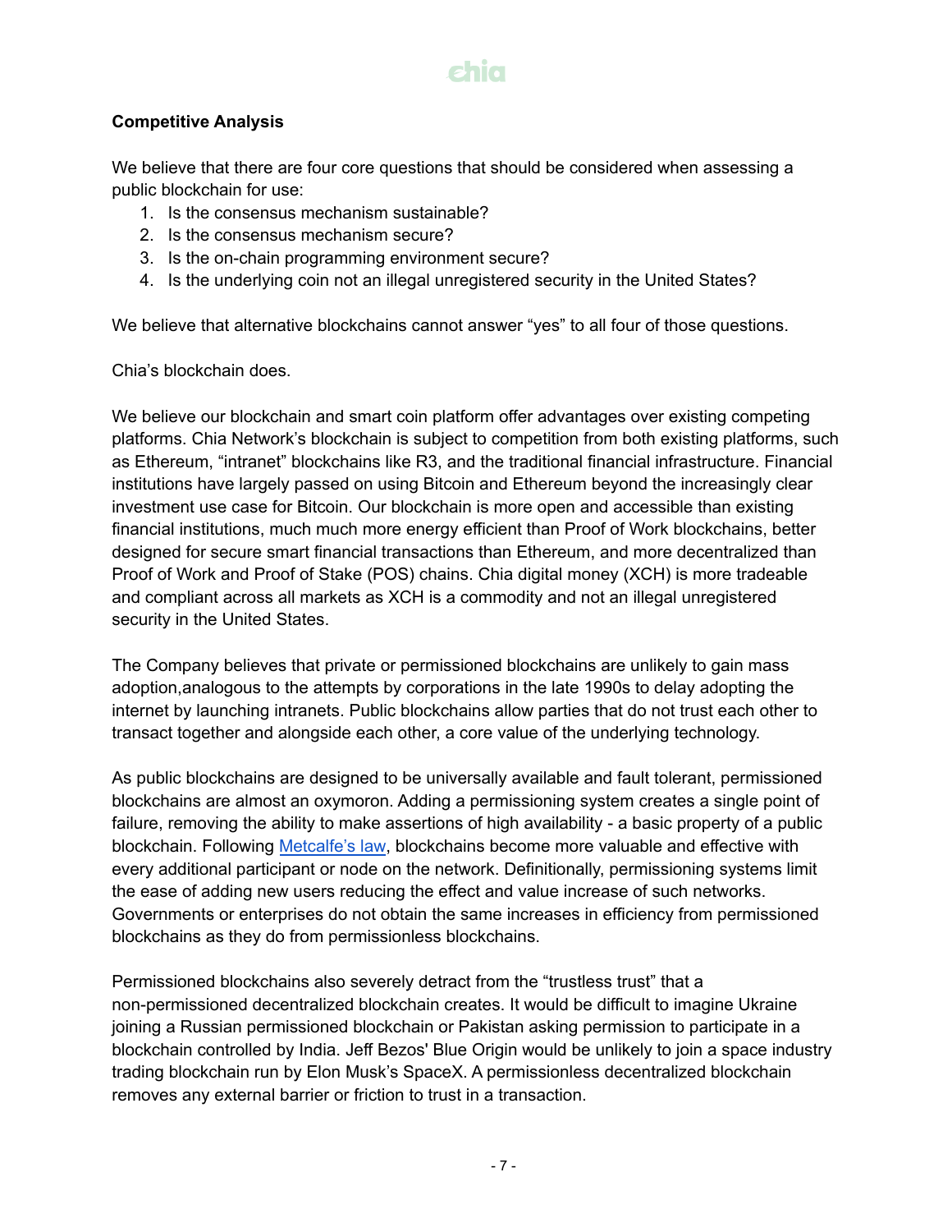**Competitive Analysis**

We believe that there are four core questions that should be considered when assessing a public blockchain for use:

1. Is the consensus mechanism sustainable?
2. Is the consensus mechanism secure?
3. Is the on-chain programming environment secure?
4. Is the underlying coin not an illegal unregistered security in the United States?

We believe that alternative blockchains cannot answer "yes" to all four of those questions.

Chia's blockchain does.

We believe our blockchain and smart coin platform offer advantages over existing competing platforms. Chia Network's blockchain is subject to competition from both existing platforms, such as Ethereum, "intranet" blockchains like R3, and the traditional financial infrastructure. Financial institutions have largely passed on using Bitcoin and Ethereum beyond the increasingly clear investment use case for Bitcoin. Our blockchain is more open and accessible than existing financial institutions, much much more energy efficient than Proof of Work blockchains, better designed for secure smart financial transactions than Ethereum, and more decentralized than Proof of Work and Proof of Stake (POS) chains. Chia digital money (XCH) is more tradeable and compliant across all markets as XCH is a commodity and not an illegal unregistered security in the United States.

The Company believes that private or permissioned blockchains are unlikely to gain mass adoption,analogous to the attempts by corporations in the late 1990s to delay adopting the internet by launching intranets. Public blockchains allow parties that do not trust each other to transact together and alongside each other, a core value of the underlying technology.

As public blockchains are designed to be universally available and fault tolerant, permissioned blockchains are almost an oxymoron. Adding a permissioning system creates a single point of failure, removing the ability to make assertions of high availability - a basic property of a public blockchain. Following [Metcalfe's law](), blockchains become more valuable and effective with every additional participant or node on the network. Definitionally, permissioning systems limit the ease of adding new users reducing the effect and value increase of such networks. Governments or enterprises do not obtain the same increases in efficiency from permissioned blockchains as they do from permissionless blockchains.

Permissioned blockchains also severely detract from the "trustless trust" that a non-permissioned decentralized blockchain creates. It would be difficult to imagine Ukraine joining a Russian permissioned blockchain or Pakistan asking permission to participate in a blockchain controlled by India. Jeff Bezos' Blue Origin would be unlikely to join a space industry trading blockchain run by Elon Musk's SpaceX. A permissionless decentralized blockchain removes any external barrier or friction to trust in a transaction.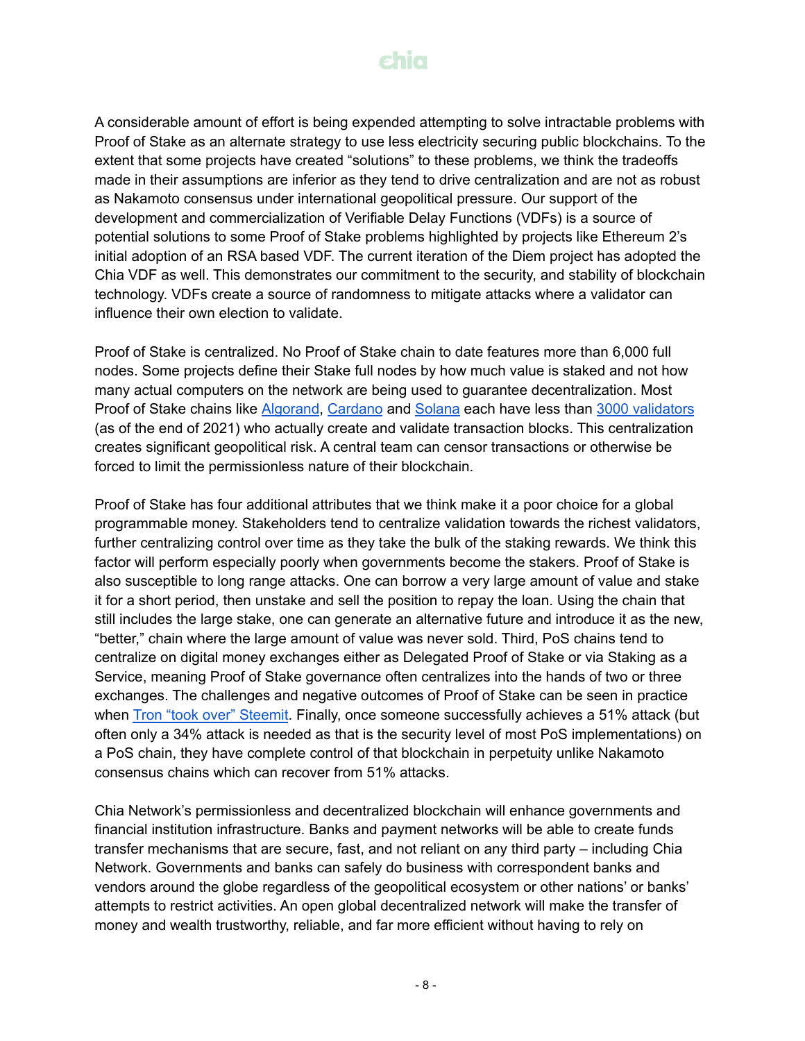A considerable amount of effort is being expended attempting to solve intractable problems with Proof of Stake as an alternate strategy to use less electricity securing public blockchains. To the extent that some projects have created "solutions" to these problems, we think the tradeoffs made in their assumptions are inferior as they tend to drive centralization and are not as robust as Nakamoto consensus under international geopolitical pressure. Our support of the development and commercialization of Verifiable Delay Functions (VDFs) is a source of potential solutions to some Proof of Stake problems highlighted by projects like Ethereum 2's initial adoption of an RSA based VDF. The current iteration of the Diem project has adopted the Chia VDF as well. This demonstrates our commitment to the security, and stability of blockchain technology. VDFs create a source of randomness to mitigate attacks where a validator can influence their own election to validate.

Proof of Stake is centralized. No Proof of Stake chain to date features more than 6,000 full nodes. Some projects define their Stake full nodes by how much value is staked and not how many actual computers on the network are being used to guarantee decentralization. Most Proof of Stake chains like Algorand, Cardano and Solana each have less than 3000 validators (as of the end of 2021) who actually create and validate transaction blocks. This centralization creates significant geopolitical risk. A central team can censor transactions or otherwise be forced to limit the permissionless nature of their blockchain.

Proof of Stake has four additional attributes that we think make it a poor choice for a global programmable money. Stakeholders tend to centralize validation towards the richest validators, further centralizing control over time as they take the bulk of the staking rewards. We think this factor will perform especially poorly when governments become the stakers. Proof of Stake is also susceptible to long range attacks. One can borrow a very large amount of value and stake it for a short period, then unstake and sell the position to repay the loan. Using the chain that still includes the large stake, one can generate an alternative future and introduce it as the new, "better," chain where the large amount of value was never sold. Third, PoS chains tend to centralize on digital money exchanges either as Delegated Proof of Stake or via Staking as a Service, meaning Proof of Stake governance often centralizes into the hands of two or three exchanges. The challenges and negative outcomes of Proof of Stake can be seen in practice when Tron "took over" Steemit. Finally, once someone successfully achieves a 51% attack (but often only a 34% attack is needed as that is the security level of most PoS implementations) on a PoS chain, they have complete control of that blockchain in perpetuity unlike Nakamoto consensus chains which can recover from 51% attacks.

Chia Network's permissionless and decentralized blockchain will enhance governments and financial institution infrastructure. Banks and payment networks will be able to create funds transfer mechanisms that are secure, fast, and not reliant on any third party – including Chia Network. Governments and banks can safely do business with correspondent banks and vendors around the globe regardless of the geopolitical ecosystem or other nations' or banks' attempts to restrict activities. An open global decentralized network will make the transfer of money and wealth trustworthy, reliable, and far more efficient without having to rely on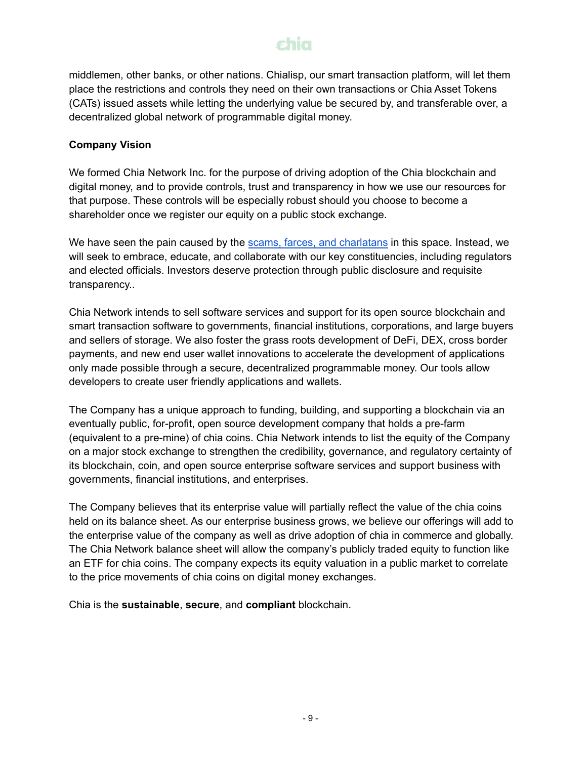middlemen, other banks, or other nations. Chialisp, our smart transaction platform, will let them place the restrictions and controls they need on their own transactions or Chia Asset Tokens (CATs) issued assets while letting the underlying value be secured by, and transferable over, a decentralized global network of programmable digital money.

**Company Vision**

We formed Chia Network Inc. for the purpose of driving adoption of the Chia blockchain and digital money, and to provide controls, trust and transparency in how we use our resources for that purpose. These controls will be especially robust should you choose to become a shareholder once we register our equity on a public stock exchange.

We have seen the pain caused by the scams, farces, and charlatans in this space. Instead, we will seek to embrace, educate, and collaborate with our key constituencies, including regulators and elected officials. Investors deserve protection through public disclosure and requisite transparency..

Chia Network intends to sell software services and support for its open source blockchain and smart transaction software to governments, financial institutions, corporations, and large buyers and sellers of storage. We also foster the grass roots development of DeFi, DEX, cross border payments, and new end user wallet innovations to accelerate the development of applications only made possible through a secure, decentralized programmable money. Our tools allow developers to create user friendly applications and wallets.

The Company has a unique approach to funding, building, and supporting a blockchain via an eventually public, for-profit, open source development company that holds a pre-farm (equivalent to a pre-mine) of chia coins. Chia Network intends to list the equity of the Company on a major stock exchange to strengthen the credibility, governance, and regulatory certainty of its blockchain, coin, and open source enterprise software services and support business with governments, financial institutions, and enterprises.

The Company believes that its enterprise value will partially reflect the value of the chia coins held on its balance sheet. As our enterprise business grows, we believe our offerings will add to the enterprise value of the company as well as drive adoption of chia in commerce and globally. The Chia Network balance sheet will allow the company's publicly traded equity to function like an ETF for chia coins. The company expects its equity valuation in a public market to correlate to the price movements of chia coins on digital money exchanges.

Chia is the **sustainable**, **secure**, and **compliant** blockchain.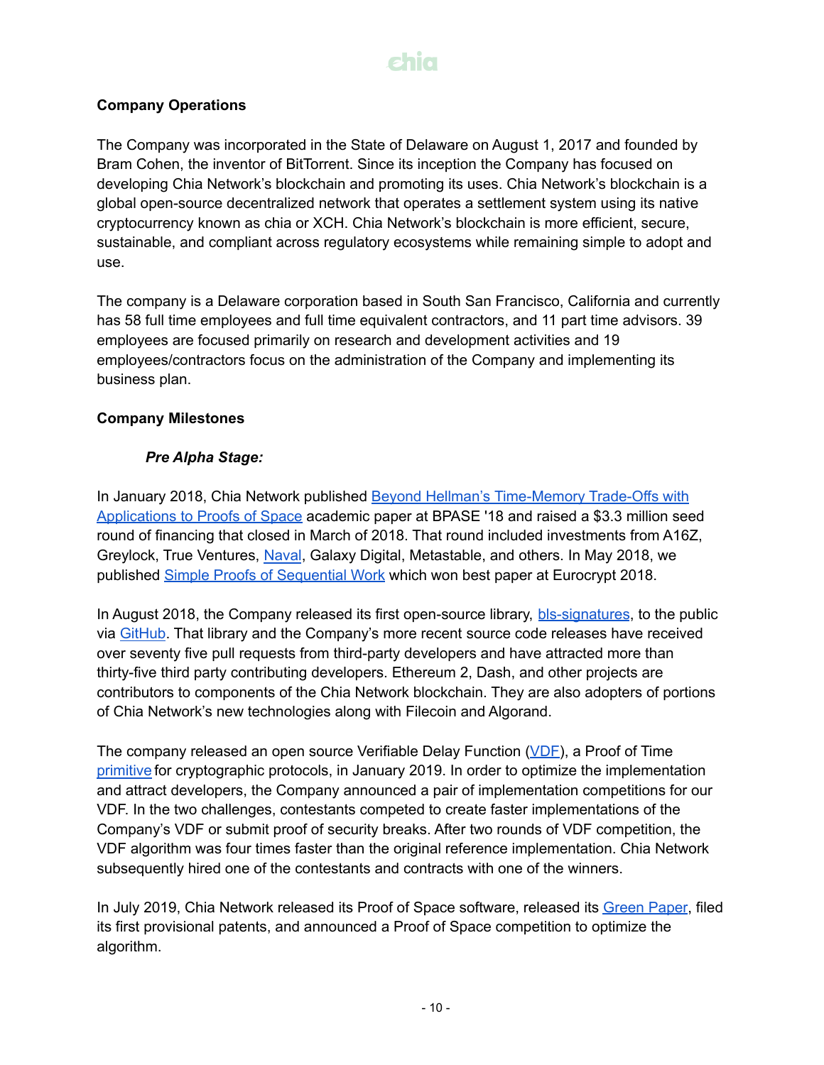## Company Operations

The Company was incorporated in the State of Delaware on August 1, 2017 and founded by Bram Cohen, the inventor of BitTorrent. Since its inception the Company has focused on developing Chia Network's blockchain and promoting its uses. Chia Network's blockchain is a global open-source decentralized network that operates a settlement system using its native cryptocurrency known as chia or XCH. Chia Network's blockchain is more efficient, secure, sustainable, and compliant across regulatory ecosystems while remaining simple to adopt and use.

The company is a Delaware corporation based in South San Francisco, California and currently has 58 full time employees and full time equivalent contractors, and 11 part time advisors. 39 employees are focused primarily on research and development activities and 19 employees/contractors focus on the administration of the Company and implementing its business plan.

## Company Milestones

### *Pre Alpha Stage:*

In January 2018, Chia Network published Beyond Hellman's Time-Memory Trade-Offs with Applications to Proofs of Space academic paper at BPASE '18 and raised a $3.3 million seed round of financing that closed in March of 2018. That round included investments from A16Z, Greylock, True Ventures, Naval, Galaxy Digital, Metastable, and others. In May 2018, we published Simple Proofs of Sequential Work which won best paper at Eurocrypt 2018.

In August 2018, the Company released its first open-source library, bls-signatures, to the public via GitHub. That library and the Company's more recent source code releases have received over seventy five pull requests from third-party developers and have attracted more than thirty-five third party contributing developers. Ethereum 2, Dash, and other projects are contributors to components of the Chia Network blockchain. They are also adopters of portions of Chia Network's new technologies along with Filecoin and Algorand.

The company released an open source Verifiable Delay Function (VDF), a Proof of Time primitive for cryptographic protocols, in January 2019. In order to optimize the implementation and attract developers, the Company announced a pair of implementation competitions for our VDF. In the two challenges, contestants competed to create faster implementations of the Company's VDF or submit proof of security breaks. After two rounds of VDF competition, the VDF algorithm was four times faster than the original reference implementation. Chia Network subsequently hired one of the contestants and contracts with one of the winners.

In July 2019, Chia Network released its Proof of Space software, released its Green Paper, filed its first provisional patents, and announced a Proof of Space competition to optimize the algorithm.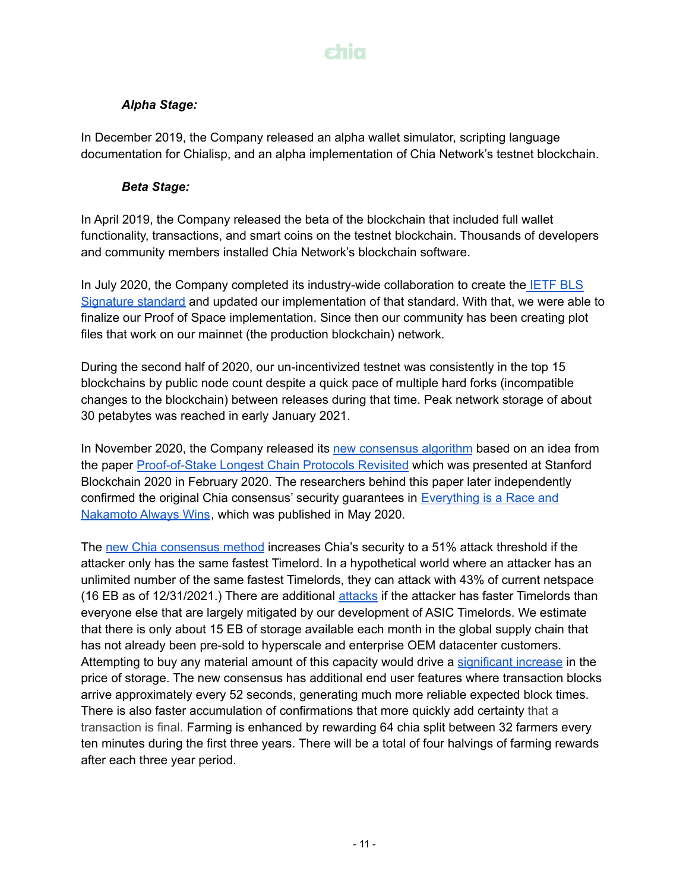***Alpha Stage:***

In December 2019, the Company released an alpha wallet simulator, scripting language documentation for Chialisp, and an alpha implementation of Chia Network's testnet blockchain.

***Beta Stage:***

In April 2019, the Company released the beta of the blockchain that included full wallet functionality, transactions, and smart coins on the testnet blockchain. Thousands of developers and community members installed Chia Network's blockchain software.

In July 2020, the Company completed its industry-wide collaboration to create the IETF BLS Signature standard and updated our implementation of that standard. With that, we were able to finalize our Proof of Space implementation. Since then our community has been creating plot files that work on our mainnet (the production blockchain) network.

During the second half of 2020, our un-incentivized testnet was consistently in the top 15 blockchains by public node count despite a quick pace of multiple hard forks (incompatible changes to the blockchain) between releases during that time. Peak network storage of about 30 petabytes was reached in early January 2021.

In November 2020, the Company released its new consensus algorithm based on an idea from the paper Proof-of-Stake Longest Chain Protocols Revisited which was presented at Stanford Blockchain 2020 in February 2020. The researchers behind this paper later independently confirmed the original Chia consensus' security guarantees in Everything is a Race and Nakamoto Always Wins, which was published in May 2020.

The new Chia consensus method increases Chia's security to a 51% attack threshold if the attacker only has the same fastest Timelord. In a hypothetical world where an attacker has an unlimited number of the same fastest Timelords, they can attack with 43% of current netspace (16 EB as of 12/31/2021.) There are additional attacks if the attacker has faster Timelords than everyone else that are largely mitigated by our development of ASIC Timelords. We estimate that there is only about 15 EB of storage available each month in the global supply chain that has not already been pre-sold to hyperscale and enterprise OEM datacenter customers. Attempting to buy any material amount of this capacity would drive a significant increase in the price of storage. The new consensus has additional end user features where transaction blocks arrive approximately every 52 seconds, generating much more reliable expected block times. There is also faster accumulation of confirmations that more quickly add certainty that a transaction is final. Farming is enhanced by rewarding 64 chia split between 32 farmers every ten minutes during the first three years. There will be a total of four halvings of farming rewards after each three year period.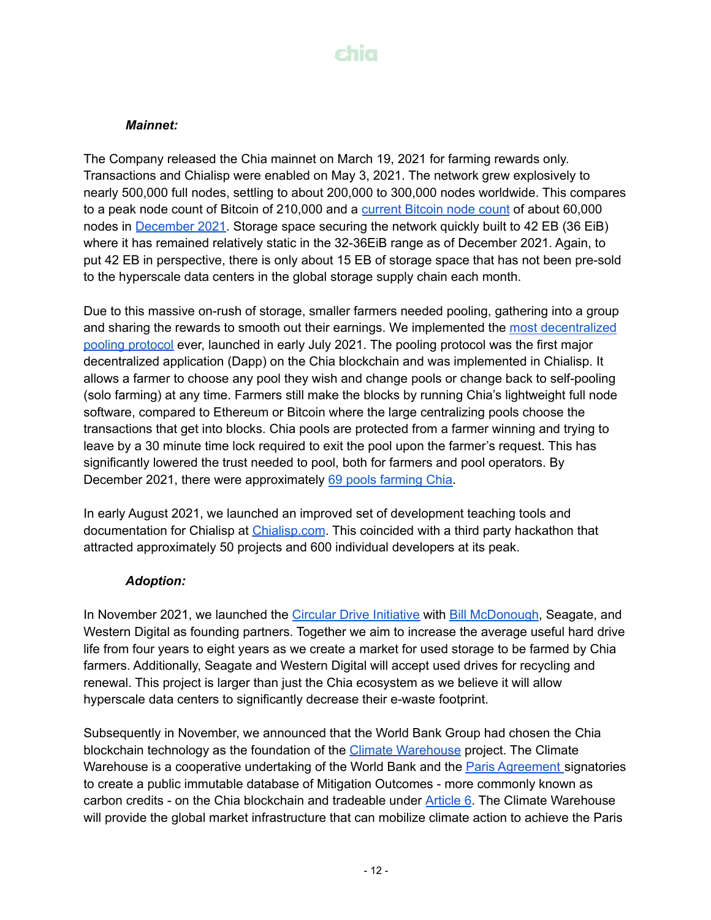***Mainnet:***

The Company released the Chia mainnet on March 19, 2021 for farming rewards only. Transactions and Chialisp were enabled on May 3, 2021. The network grew explosively to nearly 500,000 full nodes, settling to about 200,000 to 300,000 nodes worldwide. This compares to a peak node count of Bitcoin of 210,000 and a current Bitcoin node count of about 60,000 nodes in December 2021. Storage space securing the network quickly built to 42 EB (36 EiB) where it has remained relatively static in the 32-36EiB range as of December 2021. Again, to put 42 EB in perspective, there is only about 15 EB of storage space that has not been pre-sold to the hyperscale data centers in the global storage supply chain each month.

Due to this massive on-rush of storage, smaller farmers needed pooling, gathering into a group and sharing the rewards to smooth out their earnings. We implemented the most decentralized pooling protocol ever, launched in early July 2021. The pooling protocol was the first major decentralized application (Dapp) on the Chia blockchain and was implemented in Chialisp. It allows a farmer to choose any pool they wish and change pools or change back to self-pooling (solo farming) at any time. Farmers still make the blocks by running Chia's lightweight full node software, compared to Ethereum or Bitcoin where the large centralizing pools choose the transactions that get into blocks. Chia pools are protected from a farmer winning and trying to leave by a 30 minute time lock required to exit the pool upon the farmer's request. This has significantly lowered the trust needed to pool, both for farmers and pool operators. By December 2021, there were approximately 69 pools farming Chia.

In early August 2021, we launched an improved set of development teaching tools and documentation for Chialisp at Chialisp.com. This coincided with a third party hackathon that attracted approximately 50 projects and 600 individual developers at its peak.

***Adoption:***

In November 2021, we launched the Circular Drive Initiative with Bill McDonough, Seagate, and Western Digital as founding partners. Together we aim to increase the average useful hard drive life from four years to eight years as we create a market for used storage to be farmed by Chia farmers. Additionally, Seagate and Western Digital will accept used drives for recycling and renewal. This project is larger than just the Chia ecosystem as we believe it will allow hyperscale data centers to significantly decrease their e-waste footprint.

Subsequently in November, we announced that the World Bank Group had chosen the Chia blockchain technology as the foundation of the Climate Warehouse project. The Climate Warehouse is a cooperative undertaking of the World Bank and the Paris Agreement signatories to create a public immutable database of Mitigation Outcomes - more commonly known as carbon credits - on the Chia blockchain and tradeable under Article 6. The Climate Warehouse will provide the global market infrastructure that can mobilize climate action to achieve the Paris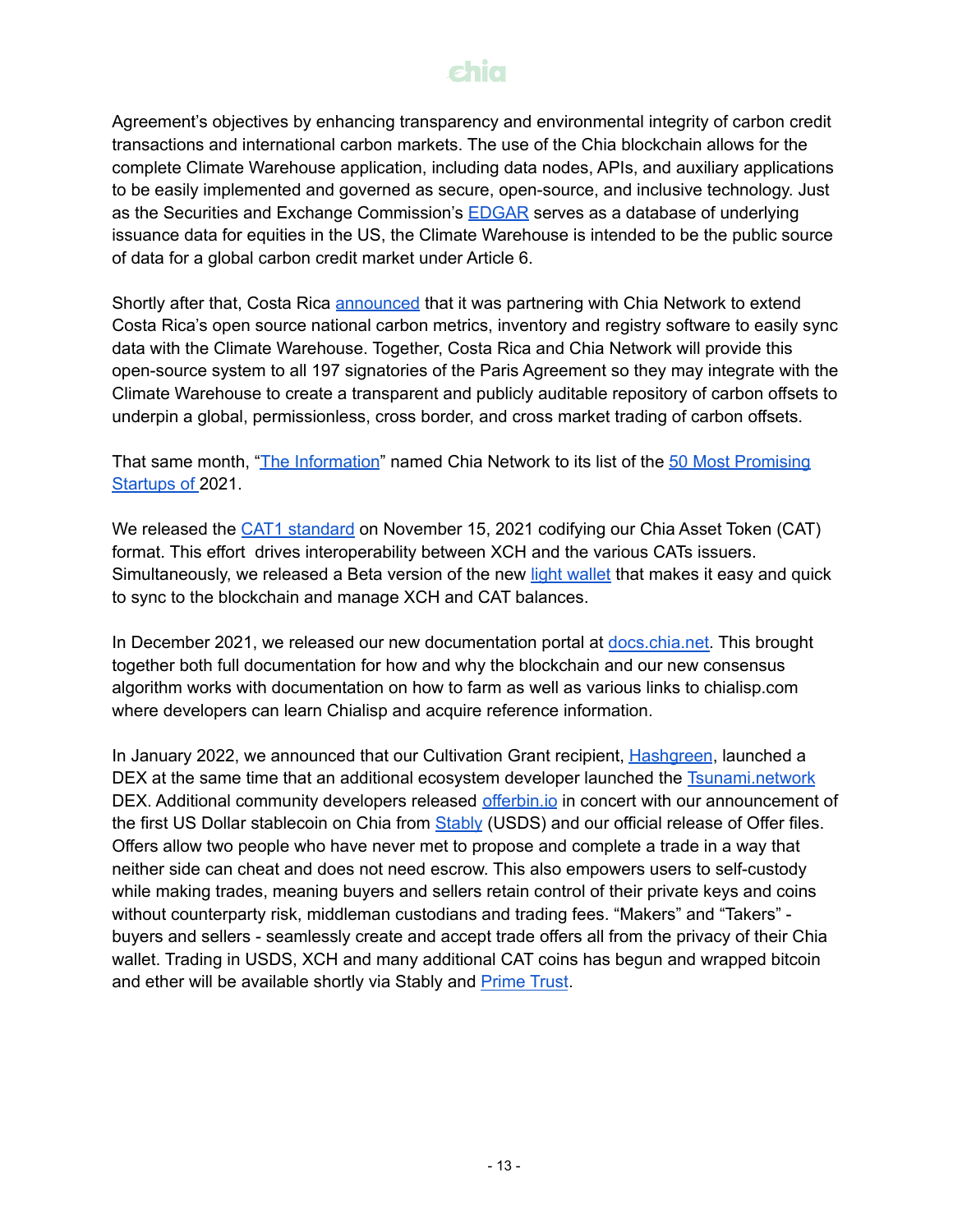Agreement's objectives by enhancing transparency and environmental integrity of carbon credit transactions and international carbon markets. The use of the Chia blockchain allows for the complete Climate Warehouse application, including data nodes, APIs, and auxiliary applications to be easily implemented and governed as secure, open-source, and inclusive technology. Just as the Securities and Exchange Commission's EDGAR serves as a database of underlying issuance data for equities in the US, the Climate Warehouse is intended to be the public source of data for a global carbon credit market under Article 6.

Shortly after that, Costa Rica announced that it was partnering with Chia Network to extend Costa Rica's open source national carbon metrics, inventory and registry software to easily sync data with the Climate Warehouse. Together, Costa Rica and Chia Network will provide this open-source system to all 197 signatories of the Paris Agreement so they may integrate with the Climate Warehouse to create a transparent and publicly auditable repository of carbon offsets to underpin a global, permissionless, cross border, and cross market trading of carbon offsets.

That same month, "The Information" named Chia Network to its list of the 50 Most Promising Startups of 2021.

We released the CAT1 standard on November 15, 2021 codifying our Chia Asset Token (CAT) format. This effort drives interoperability between XCH and the various CATs issuers. Simultaneously, we released a Beta version of the new light wallet that makes it easy and quick to sync to the blockchain and manage XCH and CAT balances.

In December 2021, we released our new documentation portal at docs.chia.net. This brought together both full documentation for how and why the blockchain and our new consensus algorithm works with documentation on how to farm as well as various links to chialisp.com where developers can learn Chialisp and acquire reference information.

In January 2022, we announced that our Cultivation Grant recipient, Hashgreen, launched a DEX at the same time that an additional ecosystem developer launched the Tsunami.network DEX. Additional community developers released offerbin.io in concert with our announcement of the first US Dollar stablecoin on Chia from Stably (USDS) and our official release of Offer files. Offers allow two people who have never met to propose and complete a trade in a way that neither side can cheat and does not need escrow. This also empowers users to self-custody while making trades, meaning buyers and sellers retain control of their private keys and coins without counterparty risk, middleman custodians and trading fees. "Makers" and "Takers" - buyers and sellers - seamlessly create and accept trade offers all from the privacy of their Chia wallet. Trading in USDS, XCH and many additional CAT coins has begun and wrapped bitcoin and ether will be available shortly via Stably and Prime Trust.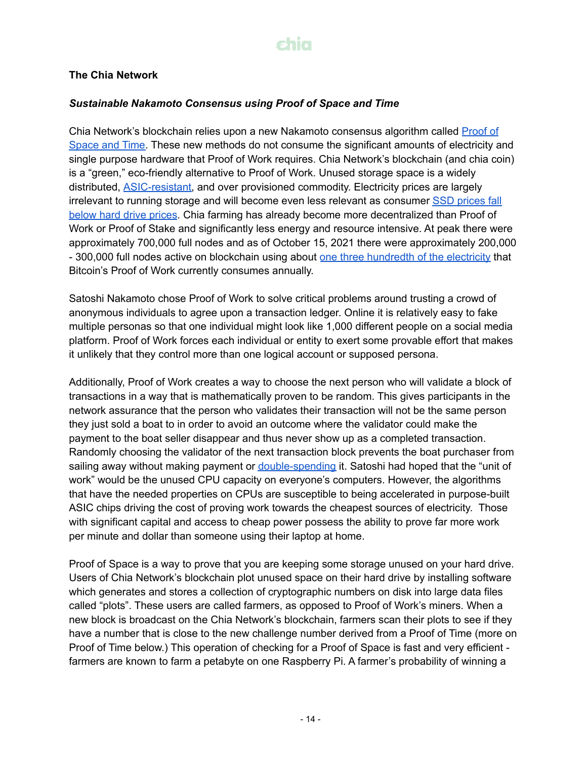**The Chia Network**

***Sustainable Nakamoto Consensus using Proof of Space and Time***

Chia Network's blockchain relies upon a new Nakamoto consensus algorithm called Proof of Space and Time. These new methods do not consume the significant amounts of electricity and single purpose hardware that Proof of Work requires. Chia Network's blockchain (and chia coin) is a "green," eco-friendly alternative to Proof of Work. Unused storage space is a widely distributed, ASIC-resistant, and over provisioned commodity. Electricity prices are largely irrelevant to running storage and will become even less relevant as consumer SSD prices fall below hard drive prices. Chia farming has already become more decentralized than Proof of Work or Proof of Stake and significantly less energy and resource intensive. At peak there were approximately 700,000 full nodes and as of October 15, 2021 there were approximately 200,000 - 300,000 full nodes active on blockchain using about one three hundredth of the electricity that Bitcoin's Proof of Work currently consumes annually.

Satoshi Nakamoto chose Proof of Work to solve critical problems around trusting a crowd of anonymous individuals to agree upon a transaction ledger. Online it is relatively easy to fake multiple personas so that one individual might look like 1,000 different people on a social media platform. Proof of Work forces each individual or entity to exert some provable effort that makes it unlikely that they control more than one logical account or supposed persona.

Additionally, Proof of Work creates a way to choose the next person who will validate a block of transactions in a way that is mathematically proven to be random. This gives participants in the network assurance that the person who validates their transaction will not be the same person they just sold a boat to in order to avoid an outcome where the validator could make the payment to the boat seller disappear and thus never show up as a completed transaction. Randomly choosing the validator of the next transaction block prevents the boat purchaser from sailing away without making payment or double-spending it. Satoshi had hoped that the "unit of work" would be the unused CPU capacity on everyone's computers. However, the algorithms that have the needed properties on CPUs are susceptible to being accelerated in purpose-built ASIC chips driving the cost of proving work towards the cheapest sources of electricity. Those with significant capital and access to cheap power possess the ability to prove far more work per minute and dollar than someone using their laptop at home.

Proof of Space is a way to prove that you are keeping some storage unused on your hard drive. Users of Chia Network's blockchain plot unused space on their hard drive by installing software which generates and stores a collection of cryptographic numbers on disk into large data files called "plots". These users are called farmers, as opposed to Proof of Work's miners. When a new block is broadcast on the Chia Network's blockchain, farmers scan their plots to see if they have a number that is close to the new challenge number derived from a Proof of Time (more on Proof of Time below.) This operation of checking for a Proof of Space is fast and very efficient - farmers are known to farm a petabyte on one Raspberry Pi. A farmer's probability of winning a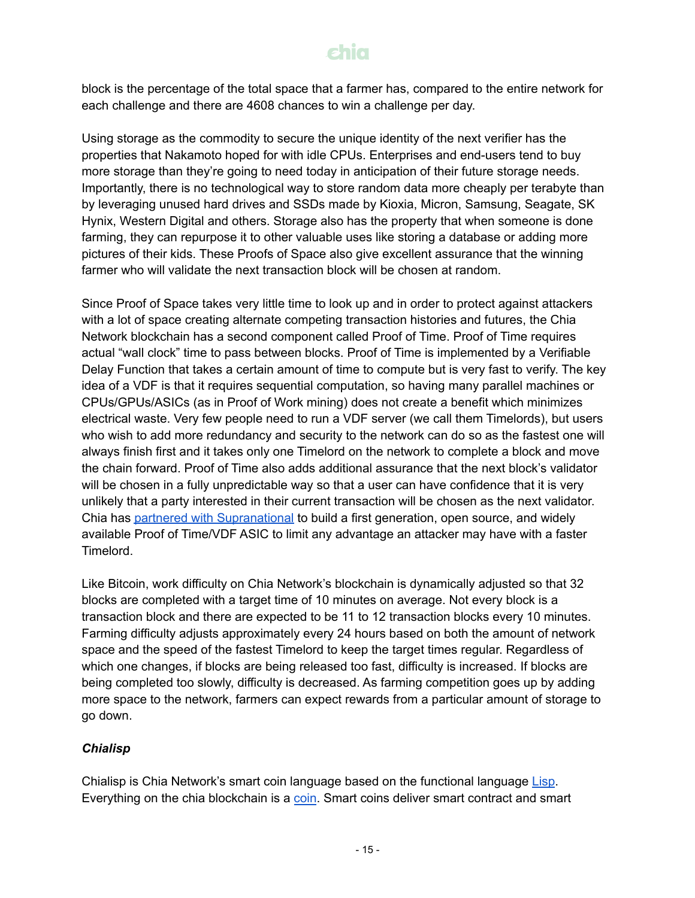block is the percentage of the total space that a farmer has, compared to the entire network for each challenge and there are 4608 chances to win a challenge per day.

Using storage as the commodity to secure the unique identity of the next verifier has the properties that Nakamoto hoped for with idle CPUs. Enterprises and end-users tend to buy more storage than they're going to need today in anticipation of their future storage needs. Importantly, there is no technological way to store random data more cheaply per terabyte than by leveraging unused hard drives and SSDs made by Kioxia, Micron, Samsung, Seagate, SK Hynix, Western Digital and others. Storage also has the property that when someone is done farming, they can repurpose it to other valuable uses like storing a database or adding more pictures of their kids. These Proofs of Space also give excellent assurance that the winning farmer who will validate the next transaction block will be chosen at random.

Since Proof of Space takes very little time to look up and in order to protect against attackers with a lot of space creating alternate competing transaction histories and futures, the Chia Network blockchain has a second component called Proof of Time. Proof of Time requires actual "wall clock" time to pass between blocks. Proof of Time is implemented by a Verifiable Delay Function that takes a certain amount of time to compute but is very fast to verify. The key idea of a VDF is that it requires sequential computation, so having many parallel machines or CPUs/GPUs/ASICs (as in Proof of Work mining) does not create a benefit which minimizes electrical waste. Very few people need to run a VDF server (we call them Timelords), but users who wish to add more redundancy and security to the network can do so as the fastest one will always finish first and it takes only one Timelord on the network to complete a block and move the chain forward. Proof of Time also adds additional assurance that the next block's validator will be chosen in a fully unpredictable way so that a user can have confidence that it is very unlikely that a party interested in their current transaction will be chosen as the next validator. Chia has partnered with Supranational to build a first generation, open source, and widely available Proof of Time/VDF ASIC to limit any advantage an attacker may have with a faster Timelord.

Like Bitcoin, work difficulty on Chia Network's blockchain is dynamically adjusted so that 32 blocks are completed with a target time of 10 minutes on average. Not every block is a transaction block and there are expected to be 11 to 12 transaction blocks every 10 minutes. Farming difficulty adjusts approximately every 24 hours based on both the amount of network space and the speed of the fastest Timelord to keep the target times regular. Regardless of which one changes, if blocks are being released too fast, difficulty is increased. If blocks are being completed too slowly, difficulty is decreased. As farming competition goes up by adding more space to the network, farmers can expect rewards from a particular amount of storage to go down.

***Chialisp***

Chialisp is Chia Network's smart coin language based on the functional language Lisp. Everything on the chia blockchain is a coin. Smart coins deliver smart contract and smart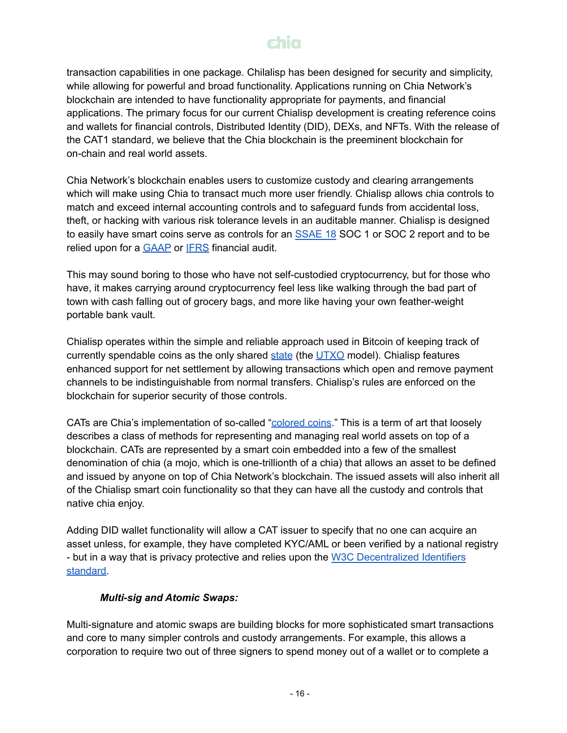transaction capabilities in one package. Chialisp has been designed for security and simplicity, while allowing for powerful and broad functionality. Applications running on Chia Network's blockchain are intended to have functionality appropriate for payments, and financial applications. The primary focus for our current Chialisp development is creating reference coins and wallets for financial controls, Distributed Identity (DID), DEXs, and NFTs. With the release of the CAT1 standard, we believe that the Chia blockchain is the preeminent blockchain for on-chain and real world assets.

Chia Network's blockchain enables users to customize custody and clearing arrangements which will make using Chia to transact much more user friendly. Chialisp allows chia controls to match and exceed internal accounting controls and to safeguard funds from accidental loss, theft, or hacking with various risk tolerance levels in an auditable manner. Chialisp is designed to easily have smart coins serve as controls for an SSAE 18 SOC 1 or SOC 2 report and to be relied upon for a GAAP or IFRS financial audit.

This may sound boring to those who have not self-custodied cryptocurrency, but for those who have, it makes carrying around cryptocurrency feel less like walking through the bad part of town with cash falling out of grocery bags, and more like having your own feather-weight portable bank vault.

Chialisp operates within the simple and reliable approach used in Bitcoin of keeping track of currently spendable coins as the only shared state (the UTXO model). Chialisp features enhanced support for net settlement by allowing transactions which open and remove payment channels to be indistinguishable from normal transfers. Chialisp's rules are enforced on the blockchain for superior security of those controls.

CATs are Chia's implementation of so-called "colored coins." This is a term of art that loosely describes a class of methods for representing and managing real world assets on top of a blockchain. CATs are represented by a smart coin embedded into a few of the smallest denomination of chia (a mojo, which is one-trillionth of a chia) that allows an asset to be defined and issued by anyone on top of Chia Network's blockchain. The issued assets will also inherit all of the Chialisp smart coin functionality so that they can have all the custody and controls that native chia enjoy.

Adding DID wallet functionality will allow a CAT issuer to specify that no one can acquire an asset unless, for example, they have completed KYC/AML or been verified by a national registry - but in a way that is privacy protective and relies upon the W3C Decentralized Identifiers standard.

***Multi-sig and Atomic Swaps:***

Multi-signature and atomic swaps are building blocks for more sophisticated smart transactions and core to many simpler controls and custody arrangements. For example, this allows a corporation to require two out of three signers to spend money out of a wallet or to complete a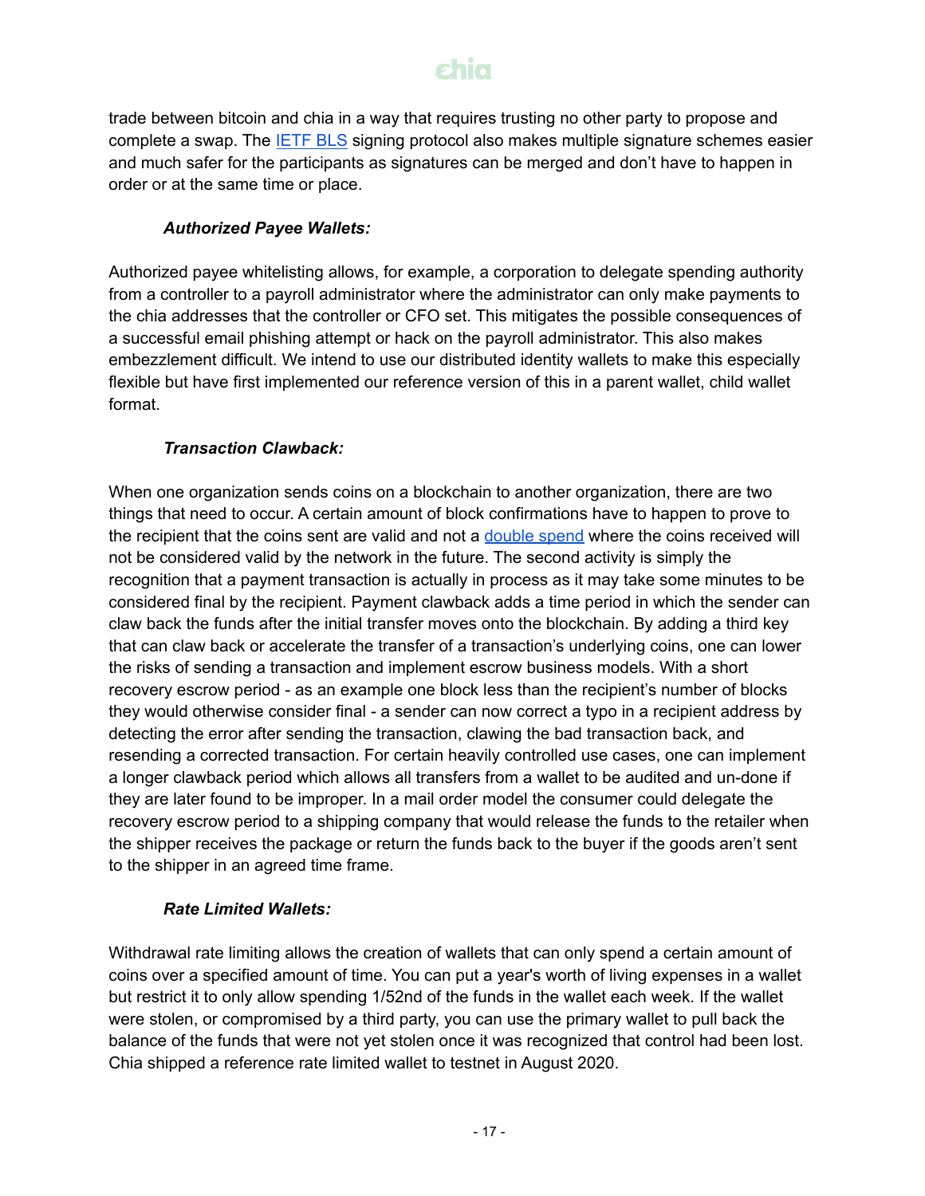trade between bitcoin and chia in a way that requires trusting no other party to propose and complete a swap. The [IETF BLS](#) signing protocol also makes multiple signature schemes easier and much safer for the participants as signatures can be merged and don't have to happen in order or at the same time or place.

### *Authorized Payee Wallets:*

Authorized payee whitelisting allows, for example, a corporation to delegate spending authority from a controller to a payroll administrator where the administrator can only make payments to the chia addresses that the controller or CFO set. This mitigates the possible consequences of a successful email phishing attempt or hack on the payroll administrator. This also makes embezzlement difficult. We intend to use our distributed identity wallets to make this especially flexible but have first implemented our reference version of this in a parent wallet, child wallet format.

### *Transaction Clawback:*

When one organization sends coins on a blockchain to another organization, there are two things that need to occur. A certain amount of block confirmations have to happen to prove to the recipient that the coins sent are valid and not a [double spend](#) where the coins received will not be considered valid by the network in the future. The second activity is simply the recognition that a payment transaction is actually in process as it may take some minutes to be considered final by the recipient. Payment clawback adds a time period in which the sender can claw back the funds after the initial transfer moves onto the blockchain. By adding a third key that can claw back or accelerate the transfer of a transaction's underlying coins, one can lower the risks of sending a transaction and implement escrow business models. With a short recovery escrow period - as an example one block less than the recipient's number of blocks they would otherwise consider final - a sender can now correct a typo in a recipient address by detecting the error after sending the transaction, clawing the bad transaction back, and resending a corrected transaction. For certain heavily controlled use cases, one can implement a longer clawback period which allows all transfers from a wallet to be audited and un-done if they are later found to be improper. In a mail order model the consumer could delegate the recovery escrow period to a shipping company that would release the funds to the retailer when the shipper receives the package or return the funds back to the buyer if the goods aren't sent to the shipper in an agreed time frame.

### *Rate Limited Wallets:*

Withdrawal rate limiting allows the creation of wallets that can only spend a certain amount of coins over a specified amount of time. You can put a year's worth of living expenses in a wallet but restrict it to only allow spending 1/52nd of the funds in the wallet each week. If the wallet were stolen, or compromised by a third party, you can use the primary wallet to pull back the balance of the funds that were not yet stolen once it was recognized that control had been lost. Chia shipped a reference rate limited wallet to testnet in August 2020.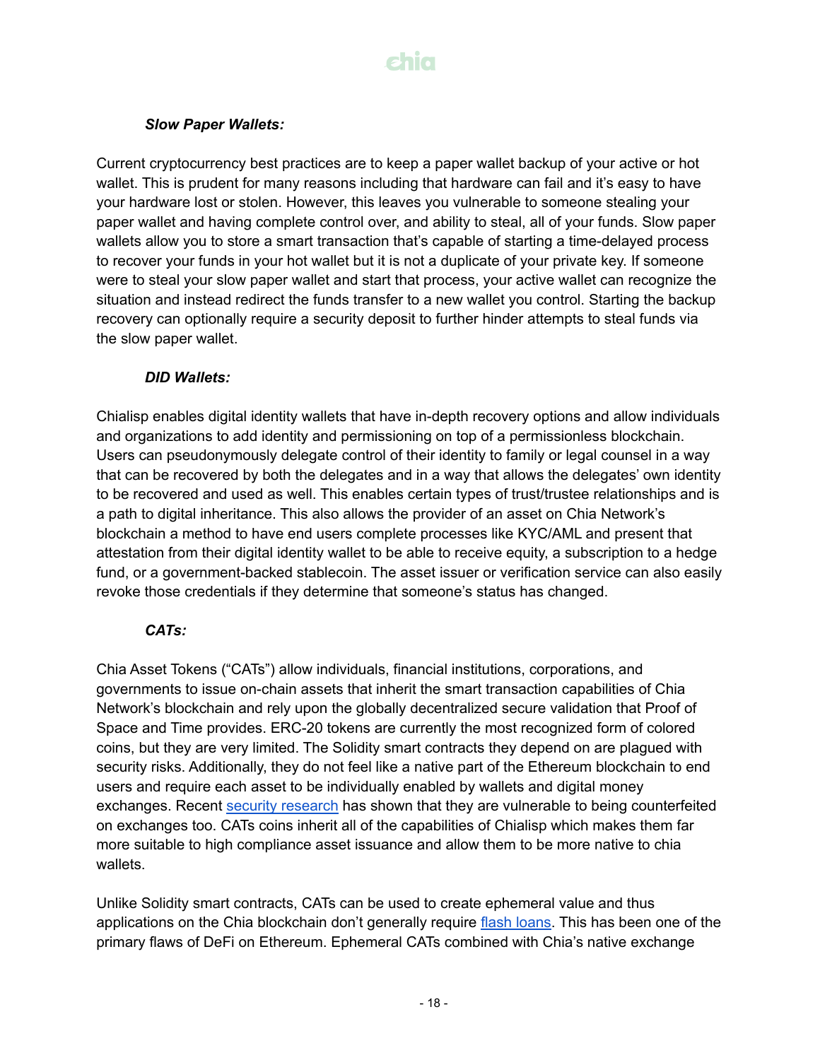#### ***Slow Paper Wallets:***

Current cryptocurrency best practices are to keep a paper wallet backup of your active or hot wallet. This is prudent for many reasons including that hardware can fail and it's easy to have your hardware lost or stolen. However, this leaves you vulnerable to someone stealing your paper wallet and having complete control over, and ability to steal, all of your funds. Slow paper wallets allow you to store a smart transaction that's capable of starting a time-delayed process to recover your funds in your hot wallet but it is not a duplicate of your private key. If someone were to steal your slow paper wallet and start that process, your active wallet can recognize the situation and instead redirect the funds transfer to a new wallet you control. Starting the backup recovery can optionally require a security deposit to further hinder attempts to steal funds via the slow paper wallet.

#### ***DID Wallets:***

Chialisp enables digital identity wallets that have in-depth recovery options and allow individuals and organizations to add identity and permissioning on top of a permissionless blockchain. Users can pseudonymously delegate control of their identity to family or legal counsel in a way that can be recovered by both the delegates and in a way that allows the delegates' own identity to be recovered and used as well. This enables certain types of trust/trustee relationships and is a path to digital inheritance. This also allows the provider of an asset on Chia Network's blockchain a method to have end users complete processes like KYC/AML and present that attestation from their digital identity wallet to be able to receive equity, a subscription to a hedge fund, or a government-backed stablecoin. The asset issuer or verification service can also easily revoke those credentials if they determine that someone's status has changed.

#### ***CATs:***

Chia Asset Tokens ("CATs") allow individuals, financial institutions, corporations, and governments to issue on-chain assets that inherit the smart transaction capabilities of Chia Network's blockchain and rely upon the globally decentralized secure validation that Proof of Space and Time provides. ERC-20 tokens are currently the most recognized form of colored coins, but they are very limited. The Solidity smart contracts they depend on are plagued with security risks. Additionally, they do not feel like a native part of the Ethereum blockchain to end users and require each asset to be individually enabled by wallets and digital money exchanges. Recent security research has shown that they are vulnerable to being counterfeited on exchanges too. CATs coins inherit all of the capabilities of Chialisp which makes them far more suitable to high compliance asset issuance and allow them to be more native to chia wallets.

Unlike Solidity smart contracts, CATs can be used to create ephemeral value and thus applications on the Chia blockchain don't generally require flash loans. This has been one of the primary flaws of DeFi on Ethereum. Ephemeral CATs combined with Chia's native exchange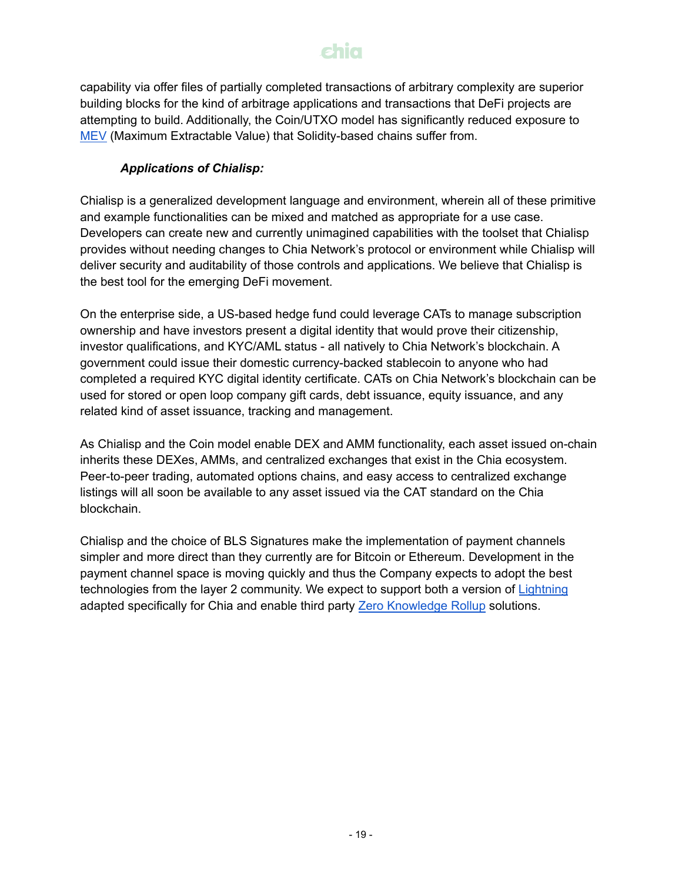capability via offer files of partially completed transactions of arbitrary complexity are superior building blocks for the kind of arbitrage applications and transactions that DeFi projects are attempting to build. Additionally, the Coin/UTXO model has significantly reduced exposure to MEV (Maximum Extractable Value) that Solidity-based chains suffer from.

***Applications of Chialisp:***

Chialisp is a generalized development language and environment, wherein all of these primitive and example functionalities can be mixed and matched as appropriate for a use case. Developers can create new and currently unimagined capabilities with the toolset that Chialisp provides without needing changes to Chia Network's protocol or environment while Chialisp will deliver security and auditability of those controls and applications. We believe that Chialisp is the best tool for the emerging DeFi movement.

On the enterprise side, a US-based hedge fund could leverage CATs to manage subscription ownership and have investors present a digital identity that would prove their citizenship, investor qualifications, and KYC/AML status - all natively to Chia Network's blockchain. A government could issue their domestic currency-backed stablecoin to anyone who had completed a required KYC digital identity certificate. CATs on Chia Network's blockchain can be used for stored or open loop company gift cards, debt issuance, equity issuance, and any related kind of asset issuance, tracking and management.

As Chialisp and the Coin model enable DEX and AMM functionality, each asset issued on-chain inherits these DEXes, AMMs, and centralized exchanges that exist in the Chia ecosystem. Peer-to-peer trading, automated options chains, and easy access to centralized exchange listings will all soon be available to any asset issued via the CAT standard on the Chia blockchain.

Chialisp and the choice of BLS Signatures make the implementation of payment channels simpler and more direct than they currently are for Bitcoin or Ethereum. Development in the payment channel space is moving quickly and thus the Company expects to adopt the best technologies from the layer 2 community. We expect to support both a version of Lightning adapted specifically for Chia and enable third party Zero Knowledge Rollup solutions.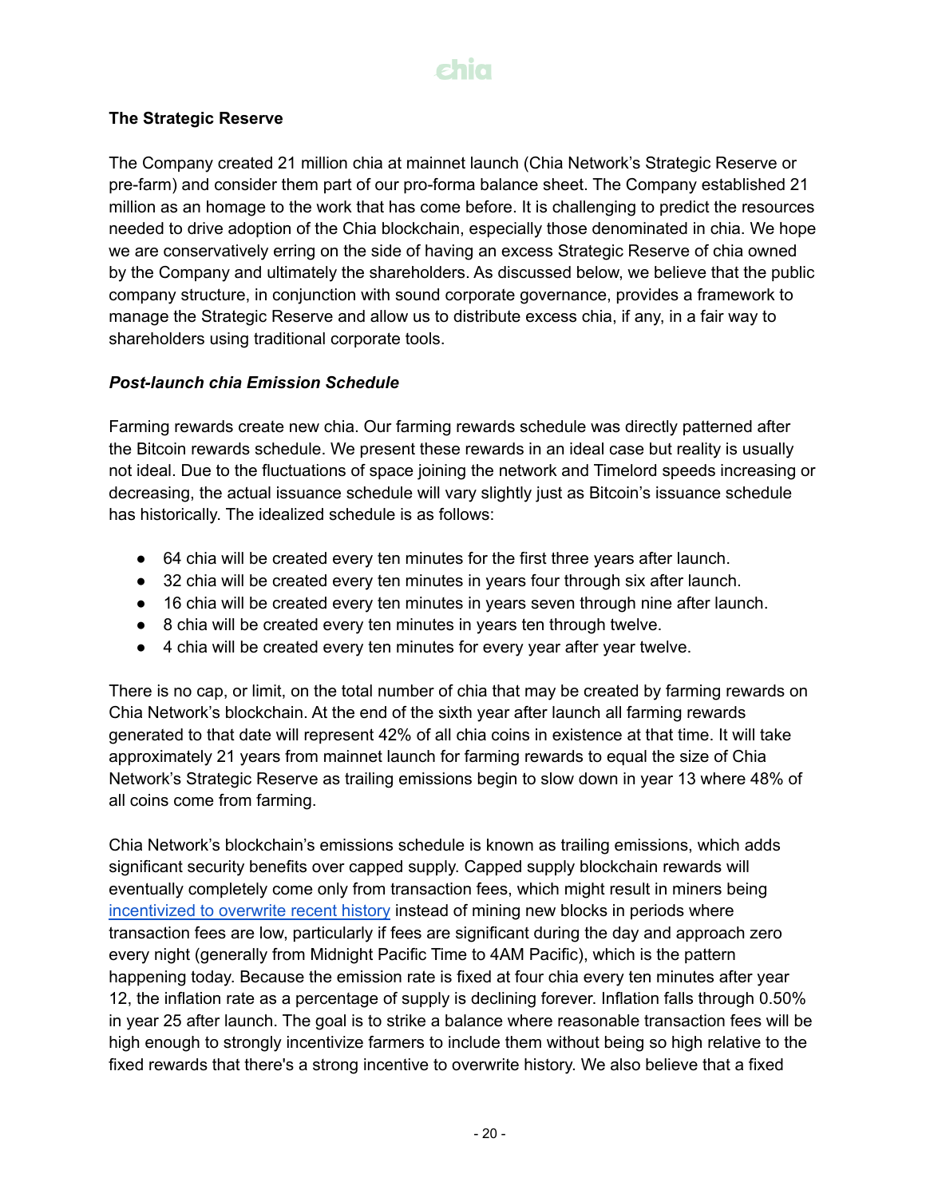**The Strategic Reserve**

The Company created 21 million chia at mainnet launch (Chia Network's Strategic Reserve or pre-farm) and consider them part of our pro-forma balance sheet. The Company established 21 million as an homage to the work that has come before. It is challenging to predict the resources needed to drive adoption of the Chia blockchain, especially those denominated in chia. We hope we are conservatively erring on the side of having an excess Strategic Reserve of chia owned by the Company and ultimately the shareholders. As discussed below, we believe that the public company structure, in conjunction with sound corporate governance, provides a framework to manage the Strategic Reserve and allow us to distribute excess chia, if any, in a fair way to shareholders using traditional corporate tools.

***Post-launch chia Emission Schedule***

Farming rewards create new chia. Our farming rewards schedule was directly patterned after the Bitcoin rewards schedule. We present these rewards in an ideal case but reality is usually not ideal. Due to the fluctuations of space joining the network and Timelord speeds increasing or decreasing, the actual issuance schedule will vary slightly just as Bitcoin's issuance schedule has historically. The idealized schedule is as follows:

- 64 chia will be created every ten minutes for the first three years after launch.
- 32 chia will be created every ten minutes in years four through six after launch.
- 16 chia will be created every ten minutes in years seven through nine after launch.
- 8 chia will be created every ten minutes in years ten through twelve.
- 4 chia will be created every ten minutes for every year after year twelve.

There is no cap, or limit, on the total number of chia that may be created by farming rewards on Chia Network's blockchain. At the end of the sixth year after launch all farming rewards generated to that date will represent 42% of all chia coins in existence at that time. It will take approximately 21 years from mainnet launch for farming rewards to equal the size of Chia Network's Strategic Reserve as trailing emissions begin to slow down in year 13 where 48% of all coins come from farming.

Chia Network's blockchain's emissions schedule is known as trailing emissions, which adds significant security benefits over capped supply. Capped supply blockchain rewards will eventually completely come only from transaction fees, which might result in miners being [incentivized to overwrite recent history]() instead of mining new blocks in periods where transaction fees are low, particularly if fees are significant during the day and approach zero every night (generally from Midnight Pacific Time to 4AM Pacific), which is the pattern happening today. Because the emission rate is fixed at four chia every ten minutes after year 12, the inflation rate as a percentage of supply is declining forever. Inflation falls through 0.50% in year 25 after launch. The goal is to strike a balance where reasonable transaction fees will be high enough to strongly incentivize farmers to include them without being so high relative to the fixed rewards that there's a strong incentive to overwrite history. We also believe that a fixed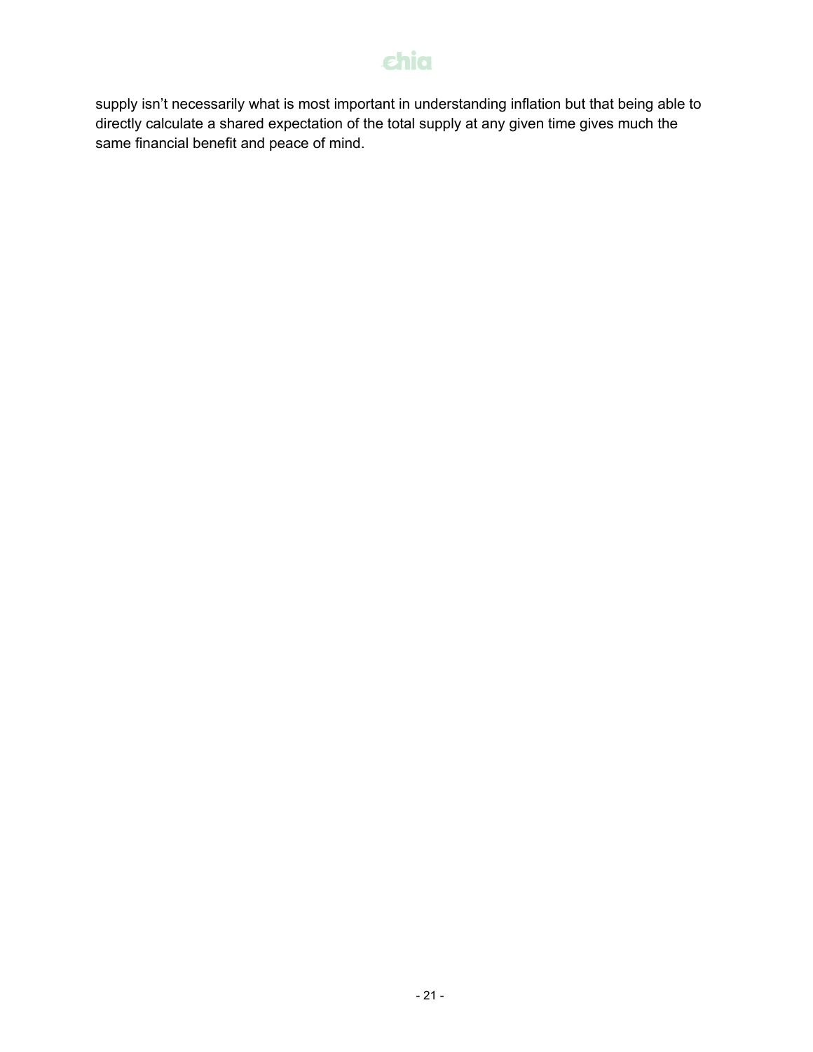supply isn't necessarily what is most important in understanding inflation but that being able to directly calculate a shared expectation of the total supply at any given time gives much the same financial benefit and peace of mind.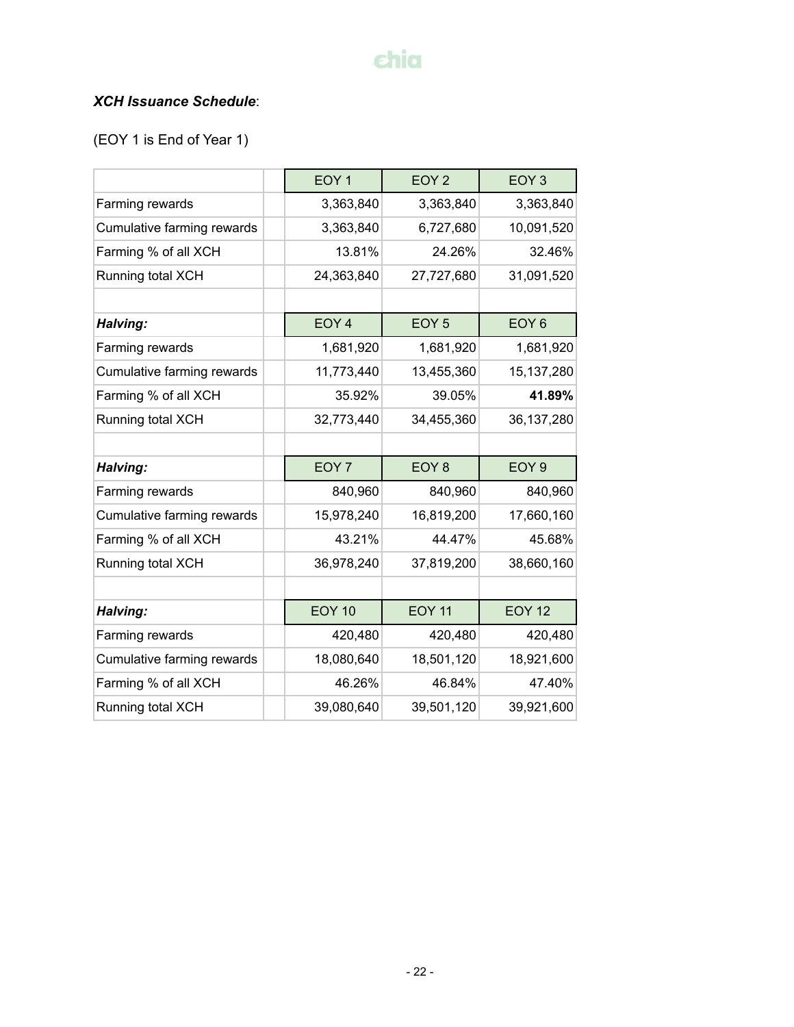***XCH Issuance Schedule***:

(EOY 1 is End of Year 1)

| | | EOY 1 | EOY 2 | EOY 3 |
|---|---|---|---|---|
| Farming rewards | | 3,363,840 | 3,363,840 | 3,363,840 |
| Cumulative farming rewards | | 3,363,840 | 6,727,680 | 10,091,520 |
| Farming % of all XCH | | 13.81% | 24.26% | 32.46% |
| Running total XCH | | 24,363,840 | 27,727,680 | 31,091,520 |
| | | | | |
| ***Halving:*** | | EOY 4 | EOY 5 | EOY 6 |
| Farming rewards | | 1,681,920 | 1,681,920 | 1,681,920 |
| Cumulative farming rewards | | 11,773,440 | 13,455,360 | 15,137,280 |
| Farming % of all XCH | | 35.92% | 39.05% | **41.89%** |
| Running total XCH | | 32,773,440 | 34,455,360 | 36,137,280 |
| | | | | |
| ***Halving:*** | | EOY 7 | EOY 8 | EOY 9 |
| Farming rewards | | 840,960 | 840,960 | 840,960 |
| Cumulative farming rewards | | 15,978,240 | 16,819,200 | 17,660,160 |
| Farming % of all XCH | | 43.21% | 44.47% | 45.68% |
| Running total XCH | | 36,978,240 | 37,819,200 | 38,660,160 |
| | | | | |
| ***Halving:*** | | EOY 10 | EOY 11 | EOY 12 |
| Farming rewards | | 420,480 | 420,480 | 420,480 |
| Cumulative farming rewards | | 18,080,640 | 18,501,120 | 18,921,600 |
| Farming % of all XCH | | 46.26% | 46.84% | 47.40% |
| Running total XCH | | 39,080,640 | 39,501,120 | 39,921,600 |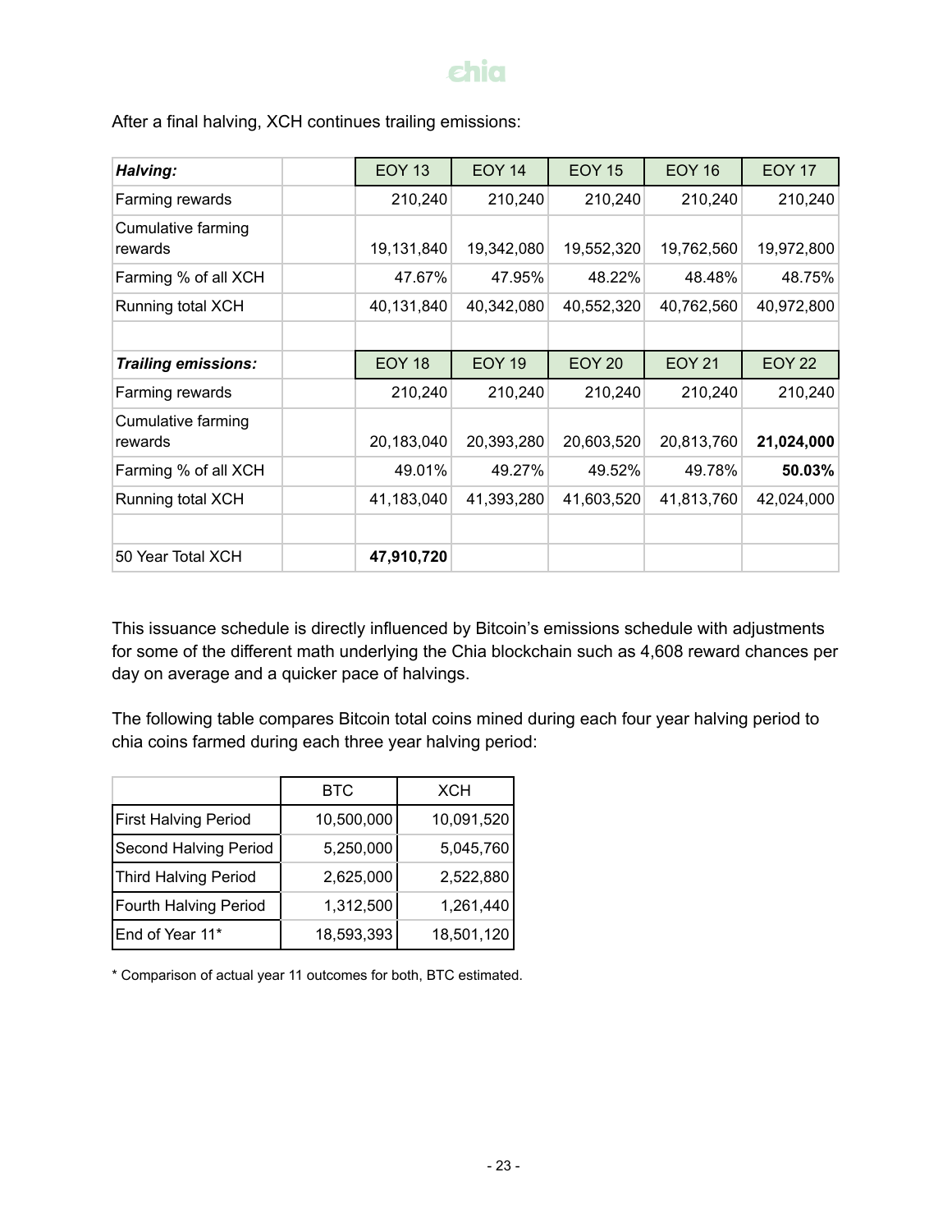After a final halving, XCH continues trailing emissions:

| ***Halving:*** | | EOY 13 | EOY 14 | EOY 15 | EOY 16 | EOY 17 |
|---|---|---|---|---|---|---|
| Farming rewards | | 210,240 | 210,240 | 210,240 | 210,240 | 210,240 |
| Cumulative farming rewards | | 19,131,840 | 19,342,080 | 19,552,320 | 19,762,560 | 19,972,800 |
| Farming % of all XCH | | 47.67% | 47.95% | 48.22% | 48.48% | 48.75% |
| Running total XCH | | 40,131,840 | 40,342,080 | 40,552,320 | 40,762,560 | 40,972,800 |
| | | | | | | |
| ***Trailing emissions:*** | | EOY 18 | EOY 19 | EOY 20 | EOY 21 | EOY 22 |
| Farming rewards | | 210,240 | 210,240 | 210,240 | 210,240 | 210,240 |
| Cumulative farming rewards | | 20,183,040 | 20,393,280 | 20,603,520 | 20,813,760 | **21,024,000** |
| Farming % of all XCH | | 49.01% | 49.27% | 49.52% | 49.78% | **50.03%** |
| Running total XCH | | 41,183,040 | 41,393,280 | 41,603,520 | 41,813,760 | 42,024,000 |
| | | | | | | |
| 50 Year Total XCH | | **47,910,720** | | | | |

This issuance schedule is directly influenced by Bitcoin's emissions schedule with adjustments for some of the different math underlying the Chia blockchain such as 4,608 reward chances per day on average and a quicker pace of halvings.

The following table compares Bitcoin total coins mined during each four year halving period to chia coins farmed during each three year halving period:

| | BTC | XCH |
|---|---|---|
| First Halving Period | 10,500,000 | 10,091,520 |
| Second Halving Period | 5,250,000 | 5,045,760 |
| Third Halving Period | 2,625,000 | 2,522,880 |
| Fourth Halving Period | 1,312,500 | 1,261,440 |
| End of Year 11* | 18,593,393 | 18,501,120 |

\* Comparison of actual year 11 outcomes for both, BTC estimated.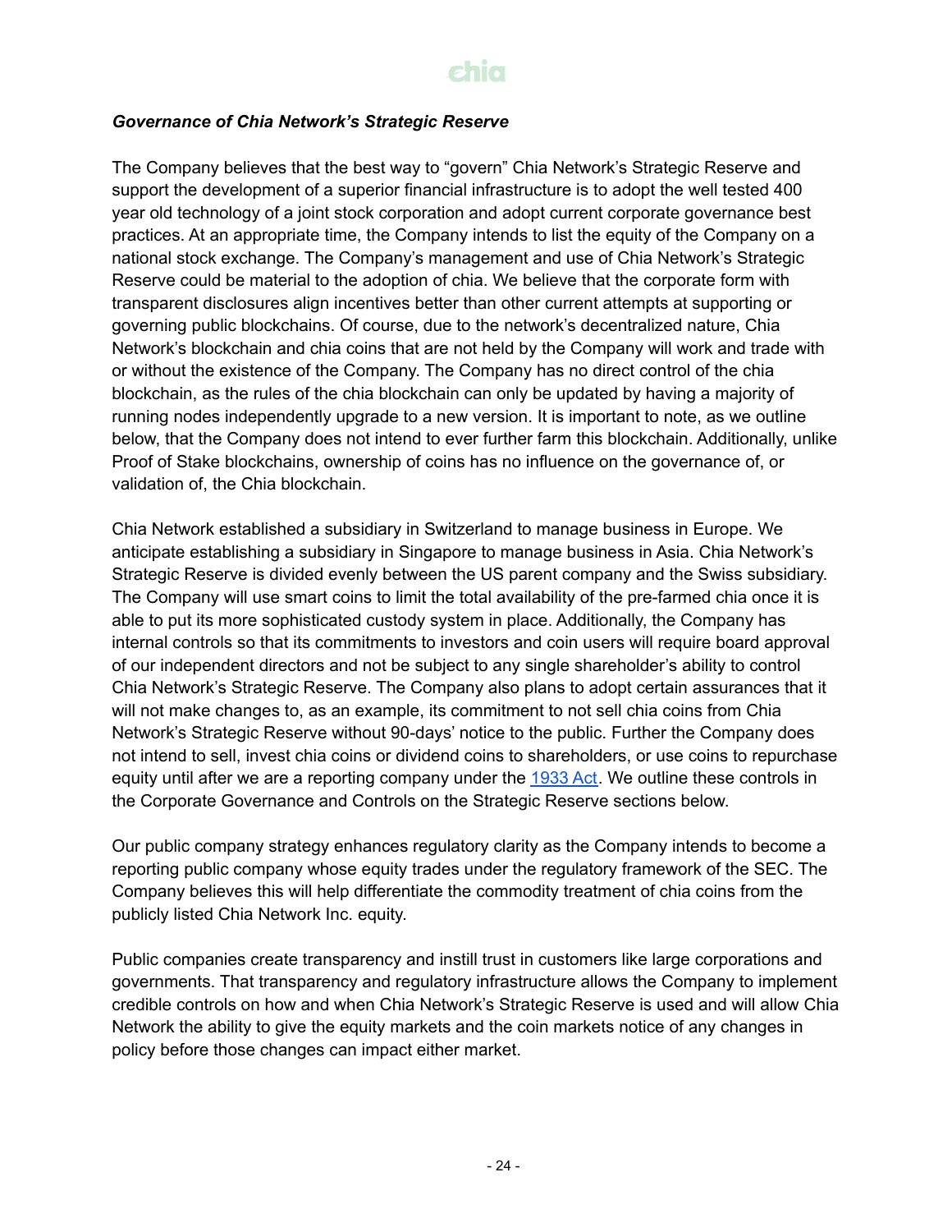***Governance of Chia Network's Strategic Reserve***

The Company believes that the best way to "govern" Chia Network's Strategic Reserve and support the development of a superior financial infrastructure is to adopt the well tested 400 year old technology of a joint stock corporation and adopt current corporate governance best practices. At an appropriate time, the Company intends to list the equity of the Company on a national stock exchange. The Company's management and use of Chia Network's Strategic Reserve could be material to the adoption of chia. We believe that the corporate form with transparent disclosures align incentives better than other current attempts at supporting or governing public blockchains. Of course, due to the network's decentralized nature, Chia Network's blockchain and chia coins that are not held by the Company will work and trade with or without the existence of the Company. The Company has no direct control of the chia blockchain, as the rules of the chia blockchain can only be updated by having a majority of running nodes independently upgrade to a new version. It is important to note, as we outline below, that the Company does not intend to ever further farm this blockchain. Additionally, unlike Proof of Stake blockchains, ownership of coins has no influence on the governance of, or validation of, the Chia blockchain.

Chia Network established a subsidiary in Switzerland to manage business in Europe. We anticipate establishing a subsidiary in Singapore to manage business in Asia. Chia Network's Strategic Reserve is divided evenly between the US parent company and the Swiss subsidiary. The Company will use smart coins to limit the total availability of the pre-farmed chia once it is able to put its more sophisticated custody system in place. Additionally, the Company has internal controls so that its commitments to investors and coin users will require board approval of our independent directors and not be subject to any single shareholder's ability to control Chia Network's Strategic Reserve. The Company also plans to adopt certain assurances that it will not make changes to, as an example, its commitment to not sell chia coins from Chia Network's Strategic Reserve without 90-days' notice to the public. Further the Company does not intend to sell, invest chia coins or dividend coins to shareholders, or use coins to repurchase equity until after we are a reporting company under the 1933 Act. We outline these controls in the Corporate Governance and Controls on the Strategic Reserve sections below.

Our public company strategy enhances regulatory clarity as the Company intends to become a reporting public company whose equity trades under the regulatory framework of the SEC. The Company believes this will help differentiate the commodity treatment of chia coins from the publicly listed Chia Network Inc. equity.

Public companies create transparency and instill trust in customers like large corporations and governments. That transparency and regulatory infrastructure allows the Company to implement credible controls on how and when Chia Network's Strategic Reserve is used and will allow Chia Network the ability to give the equity markets and the coin markets notice of any changes in policy before those changes can impact either market.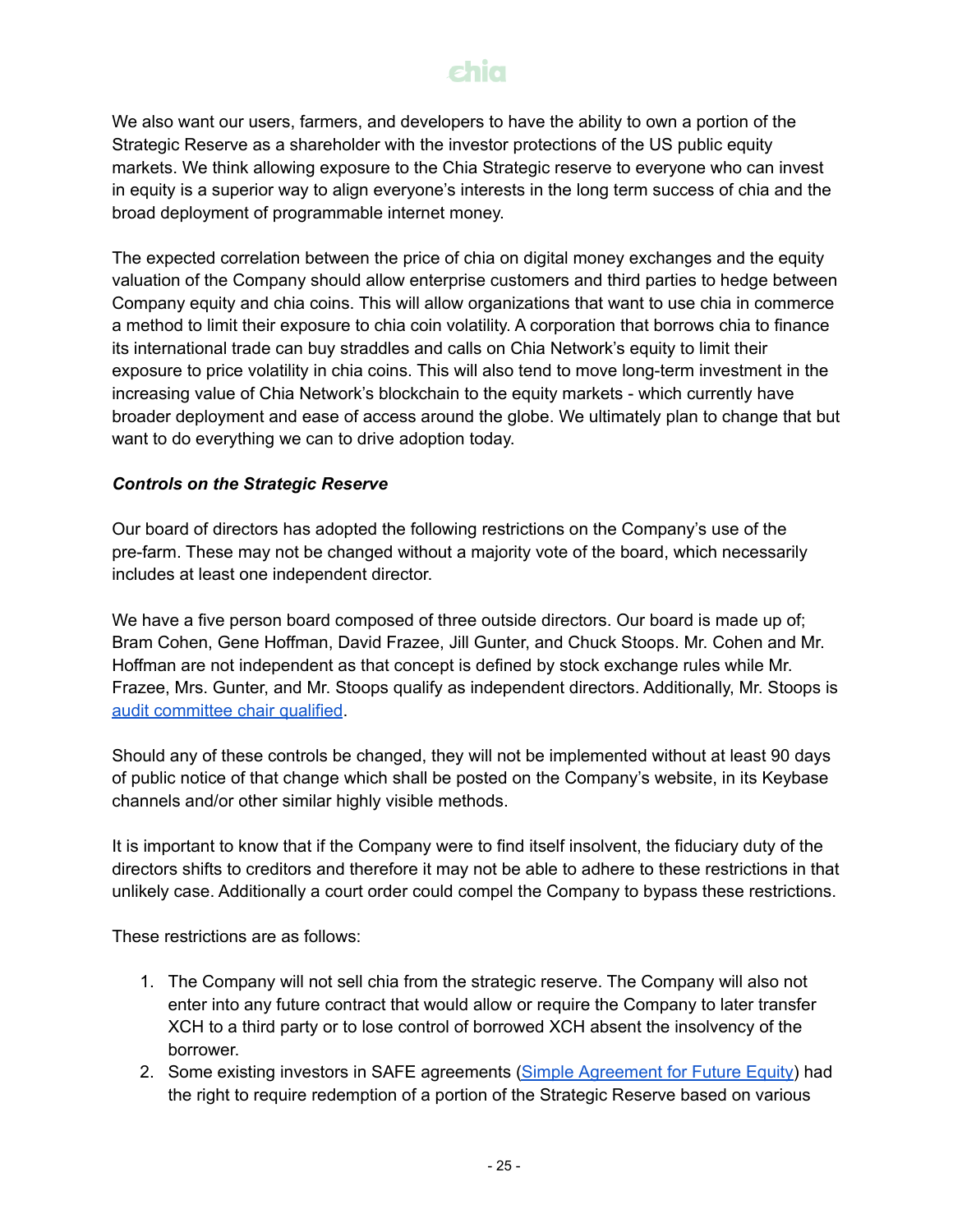We also want our users, farmers, and developers to have the ability to own a portion of the Strategic Reserve as a shareholder with the investor protections of the US public equity markets. We think allowing exposure to the Chia Strategic reserve to everyone who can invest in equity is a superior way to align everyone's interests in the long term success of chia and the broad deployment of programmable internet money.

The expected correlation between the price of chia on digital money exchanges and the equity valuation of the Company should allow enterprise customers and third parties to hedge between Company equity and chia coins. This will allow organizations that want to use chia in commerce a method to limit their exposure to chia coin volatility. A corporation that borrows chia to finance its international trade can buy straddles and calls on Chia Network's equity to limit their exposure to price volatility in chia coins. This will also tend to move long-term investment in the increasing value of Chia Network's blockchain to the equity markets - which currently have broader deployment and ease of access around the globe. We ultimately plan to change that but want to do everything we can to drive adoption today.

***Controls on the Strategic Reserve***

Our board of directors has adopted the following restrictions on the Company's use of the pre-farm. These may not be changed without a majority vote of the board, which necessarily includes at least one independent director.

We have a five person board composed of three outside directors. Our board is made up of; Bram Cohen, Gene Hoffman, David Frazee, Jill Gunter, and Chuck Stoops. Mr. Cohen and Mr. Hoffman are not independent as that concept is defined by stock exchange rules while Mr. Frazee, Mrs. Gunter, and Mr. Stoops qualify as independent directors. Additionally, Mr. Stoops is [audit committee chair qualified](#).

Should any of these controls be changed, they will not be implemented without at least 90 days of public notice of that change which shall be posted on the Company's website, in its Keybase channels and/or other similar highly visible methods.

It is important to know that if the Company were to find itself insolvent, the fiduciary duty of the directors shifts to creditors and therefore it may not be able to adhere to these restrictions in that unlikely case. Additionally a court order could compel the Company to bypass these restrictions.

These restrictions are as follows:

1. The Company will not sell chia from the strategic reserve. The Company will also not enter into any future contract that would allow or require the Company to later transfer XCH to a third party or to lose control of borrowed XCH absent the insolvency of the borrower.
2. Some existing investors in SAFE agreements ([Simple Agreement for Future Equity](#)) had the right to require redemption of a portion of the Strategic Reserve based on various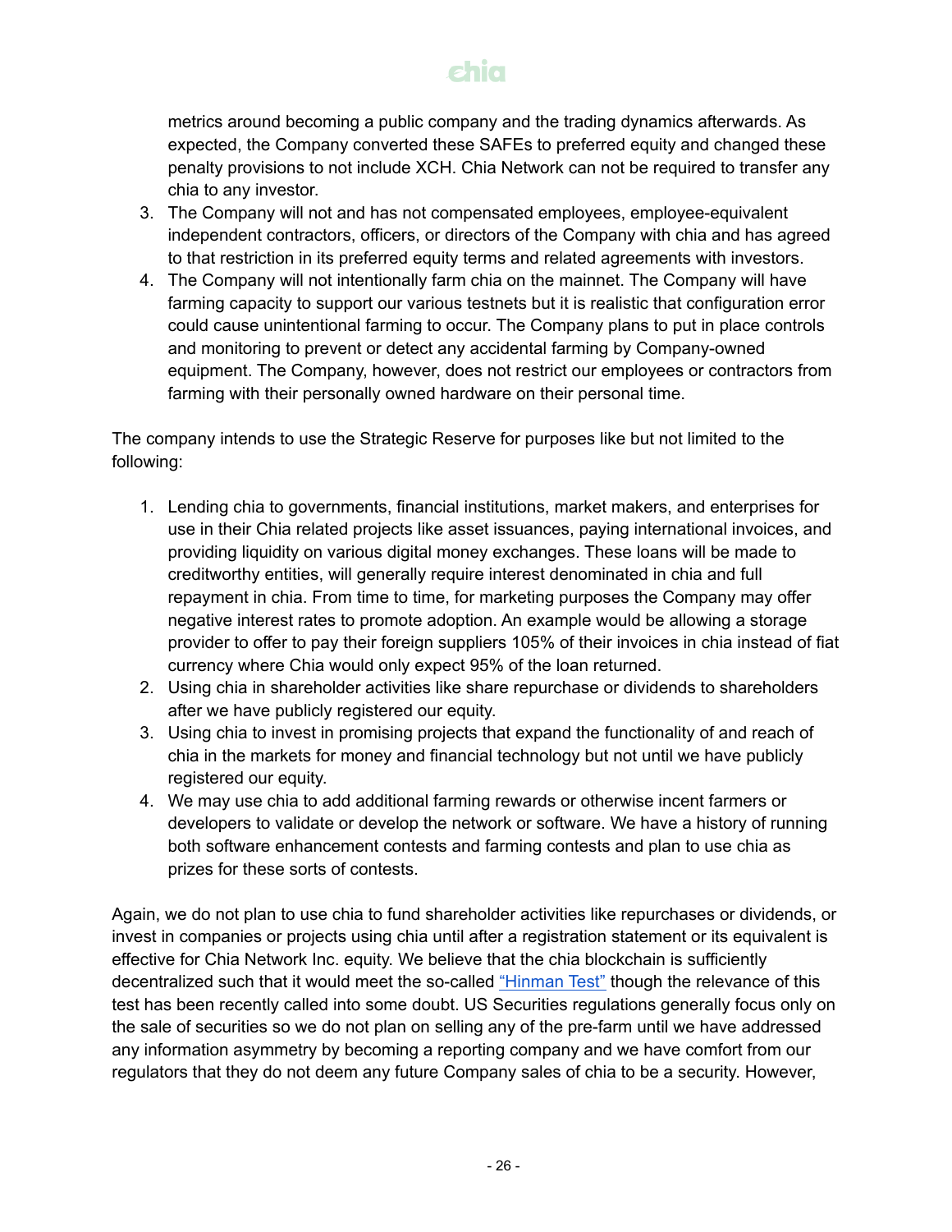metrics around becoming a public company and the trading dynamics afterwards. As expected, the Company converted these SAFEs to preferred equity and changed these penalty provisions to not include XCH. Chia Network can not be required to transfer any chia to any investor.

3. The Company will not and has not compensated employees, employee-equivalent independent contractors, officers, or directors of the Company with chia and has agreed to that restriction in its preferred equity terms and related agreements with investors.
4. The Company will not intentionally farm chia on the mainnet. The Company will have farming capacity to support our various testnets but it is realistic that configuration error could cause unintentional farming to occur. The Company plans to put in place controls and monitoring to prevent or detect any accidental farming by Company-owned equipment. The Company, however, does not restrict our employees or contractors from farming with their personally owned hardware on their personal time.

The company intends to use the Strategic Reserve for purposes like but not limited to the following:

1. Lending chia to governments, financial institutions, market makers, and enterprises for use in their Chia related projects like asset issuances, paying international invoices, and providing liquidity on various digital money exchanges. These loans will be made to creditworthy entities, will generally require interest denominated in chia and full repayment in chia. From time to time, for marketing purposes the Company may offer negative interest rates to promote adoption. An example would be allowing a storage provider to offer to pay their foreign suppliers 105% of their invoices in chia instead of fiat currency where Chia would only expect 95% of the loan returned.
2. Using chia in shareholder activities like share repurchase or dividends to shareholders after we have publicly registered our equity.
3. Using chia to invest in promising projects that expand the functionality of and reach of chia in the markets for money and financial technology but not until we have publicly registered our equity.
4. We may use chia to add additional farming rewards or otherwise incent farmers or developers to validate or develop the network or software. We have a history of running both software enhancement contests and farming contests and plan to use chia as prizes for these sorts of contests.

Again, we do not plan to use chia to fund shareholder activities like repurchases or dividends, or invest in companies or projects using chia until after a registration statement or its equivalent is effective for Chia Network Inc. equity. We believe that the chia blockchain is sufficiently decentralized such that it would meet the so-called "Hinman Test" though the relevance of this test has been recently called into some doubt. US Securities regulations generally focus only on the sale of securities so we do not plan on selling any of the pre-farm until we have addressed any information asymmetry by becoming a reporting company and we have comfort from our regulators that they do not deem any future Company sales of chia to be a security. However,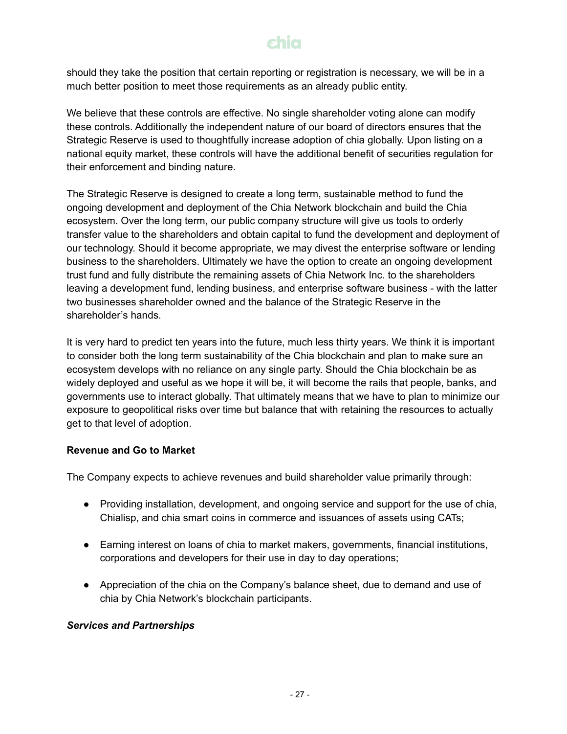should they take the position that certain reporting or registration is necessary, we will be in a much better position to meet those requirements as an already public entity.

We believe that these controls are effective. No single shareholder voting alone can modify these controls. Additionally the independent nature of our board of directors ensures that the Strategic Reserve is used to thoughtfully increase adoption of chia globally. Upon listing on a national equity market, these controls will have the additional benefit of securities regulation for their enforcement and binding nature.

The Strategic Reserve is designed to create a long term, sustainable method to fund the ongoing development and deployment of the Chia Network blockchain and build the Chia ecosystem. Over the long term, our public company structure will give us tools to orderly transfer value to the shareholders and obtain capital to fund the development and deployment of our technology. Should it become appropriate, we may divest the enterprise software or lending business to the shareholders. Ultimately we have the option to create an ongoing development trust fund and fully distribute the remaining assets of Chia Network Inc. to the shareholders leaving a development fund, lending business, and enterprise software business - with the latter two businesses shareholder owned and the balance of the Strategic Reserve in the shareholder's hands.

It is very hard to predict ten years into the future, much less thirty years. We think it is important to consider both the long term sustainability of the Chia blockchain and plan to make sure an ecosystem develops with no reliance on any single party. Should the Chia blockchain be as widely deployed and useful as we hope it will be, it will become the rails that people, banks, and governments use to interact globally. That ultimately means that we have to plan to minimize our exposure to geopolitical risks over time but balance that with retaining the resources to actually get to that level of adoption.

**Revenue and Go to Market**

The Company expects to achieve revenues and build shareholder value primarily through:

- Providing installation, development, and ongoing service and support for the use of chia, Chialisp, and chia smart coins in commerce and issuances of assets using CATs;

- Earning interest on loans of chia to market makers, governments, financial institutions, corporations and developers for their use in day to day operations;

- Appreciation of the chia on the Company's balance sheet, due to demand and use of chia by Chia Network's blockchain participants.

***Services and Partnerships***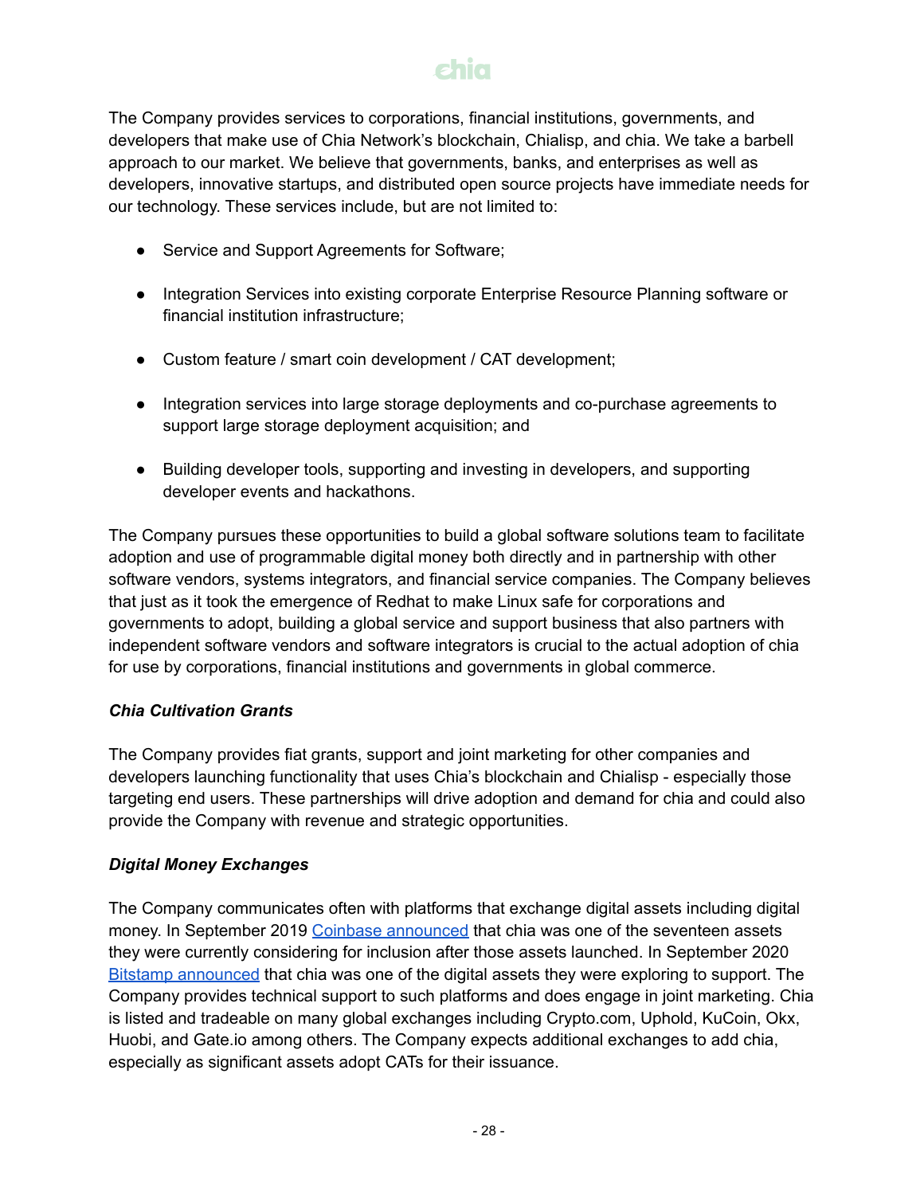The Company provides services to corporations, financial institutions, governments, and developers that make use of Chia Network's blockchain, Chialisp, and chia. We take a barbell approach to our market. We believe that governments, banks, and enterprises as well as developers, innovative startups, and distributed open source projects have immediate needs for our technology. These services include, but are not limited to:

- Service and Support Agreements for Software;
- Integration Services into existing corporate Enterprise Resource Planning software or financial institution infrastructure;
- Custom feature / smart coin development / CAT development;
- Integration services into large storage deployments and co-purchase agreements to support large storage deployment acquisition; and
- Building developer tools, supporting and investing in developers, and supporting developer events and hackathons.

The Company pursues these opportunities to build a global software solutions team to facilitate adoption and use of programmable digital money both directly and in partnership with other software vendors, systems integrators, and financial service companies. The Company believes that just as it took the emergence of Redhat to make Linux safe for corporations and governments to adopt, building a global service and support business that also partners with independent software vendors and software integrators is crucial to the actual adoption of chia for use by corporations, financial institutions and governments in global commerce.

***Chia Cultivation Grants***

The Company provides fiat grants, support and joint marketing for other companies and developers launching functionality that uses Chia's blockchain and Chialisp - especially those targeting end users. These partnerships will drive adoption and demand for chia and could also provide the Company with revenue and strategic opportunities.

***Digital Money Exchanges***

The Company communicates often with platforms that exchange digital assets including digital money. In September 2019 Coinbase announced that chia was one of the seventeen assets they were currently considering for inclusion after those assets launched. In September 2020 Bitstamp announced that chia was one of the digital assets they were exploring to support. The Company provides technical support to such platforms and does engage in joint marketing. Chia is listed and tradeable on many global exchanges including Crypto.com, Uphold, KuCoin, Okx, Huobi, and Gate.io among others. The Company expects additional exchanges to add chia, especially as significant assets adopt CATs for their issuance.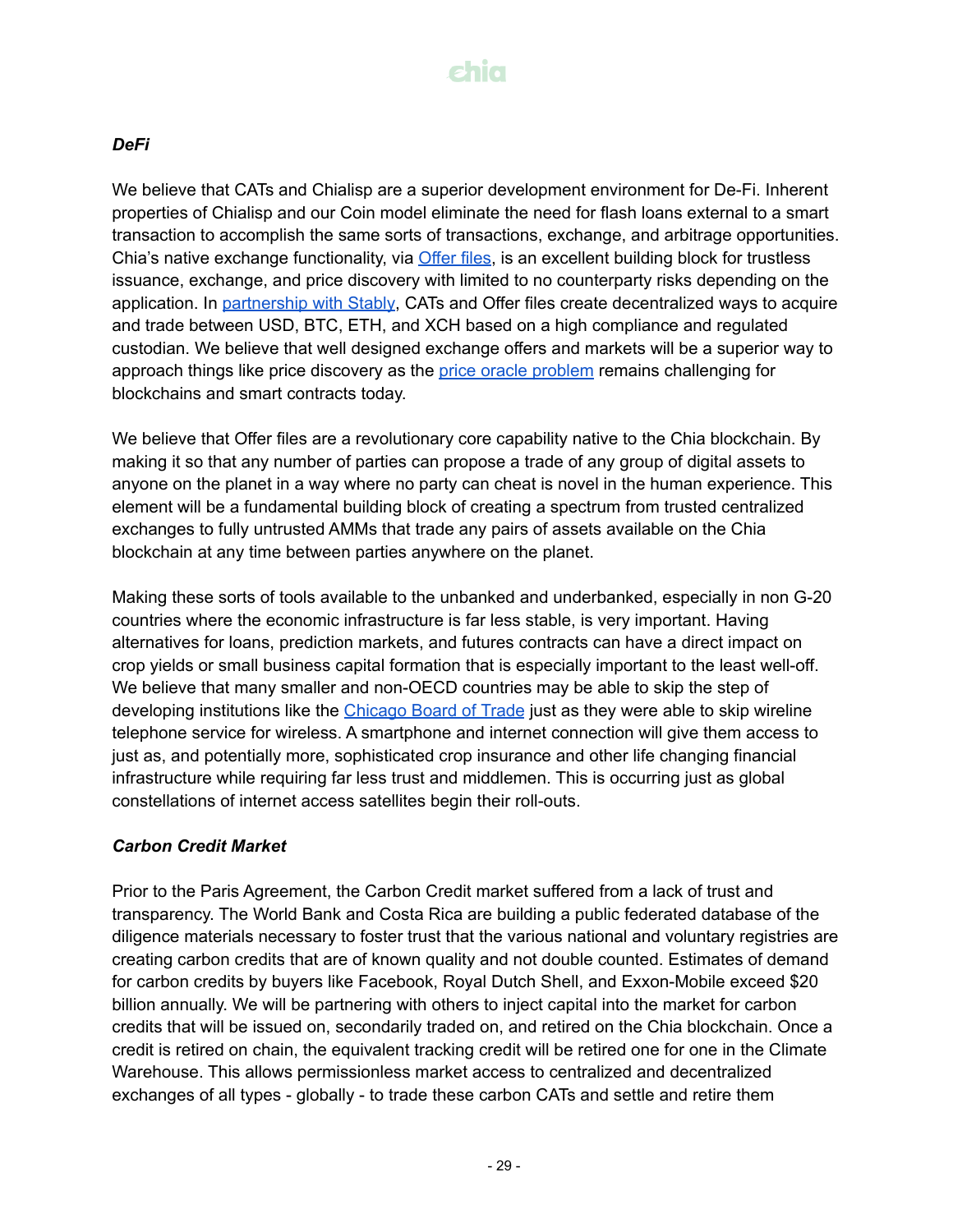***DeFi***

We believe that CATs and Chialisp are a superior development environment for De-Fi. Inherent properties of Chialisp and our Coin model eliminate the need for flash loans external to a smart transaction to accomplish the same sorts of transactions, exchange, and arbitrage opportunities. Chia's native exchange functionality, via Offer files, is an excellent building block for trustless issuance, exchange, and price discovery with limited to no counterparty risks depending on the application. In partnership with Stably, CATs and Offer files create decentralized ways to acquire and trade between USD, BTC, ETH, and XCH based on a high compliance and regulated custodian. We believe that well designed exchange offers and markets will be a superior way to approach things like price discovery as the price oracle problem remains challenging for blockchains and smart contracts today.

We believe that Offer files are a revolutionary core capability native to the Chia blockchain. By making it so that any number of parties can propose a trade of any group of digital assets to anyone on the planet in a way where no party can cheat is novel in the human experience. This element will be a fundamental building block of creating a spectrum from trusted centralized exchanges to fully untrusted AMMs that trade any pairs of assets available on the Chia blockchain at any time between parties anywhere on the planet.

Making these sorts of tools available to the unbanked and underbanked, especially in non G-20 countries where the economic infrastructure is far less stable, is very important. Having alternatives for loans, prediction markets, and futures contracts can have a direct impact on crop yields or small business capital formation that is especially important to the least well-off. We believe that many smaller and non-OECD countries may be able to skip the step of developing institutions like the Chicago Board of Trade just as they were able to skip wireline telephone service for wireless. A smartphone and internet connection will give them access to just as, and potentially more, sophisticated crop insurance and other life changing financial infrastructure while requiring far less trust and middlemen. This is occurring just as global constellations of internet access satellites begin their roll-outs.

***Carbon Credit Market***

Prior to the Paris Agreement, the Carbon Credit market suffered from a lack of trust and transparency. The World Bank and Costa Rica are building a public federated database of the diligence materials necessary to foster trust that the various national and voluntary registries are creating carbon credits that are of known quality and not double counted. Estimates of demand for carbon credits by buyers like Facebook, Royal Dutch Shell, and Exxon-Mobile exceed $20 billion annually. We will be partnering with others to inject capital into the market for carbon credits that will be issued on, secondarily traded on, and retired on the Chia blockchain. Once a credit is retired on chain, the equivalent tracking credit will be retired one for one in the Climate Warehouse. This allows permissionless market access to centralized and decentralized exchanges of all types - globally - to trade these carbon CATs and settle and retire them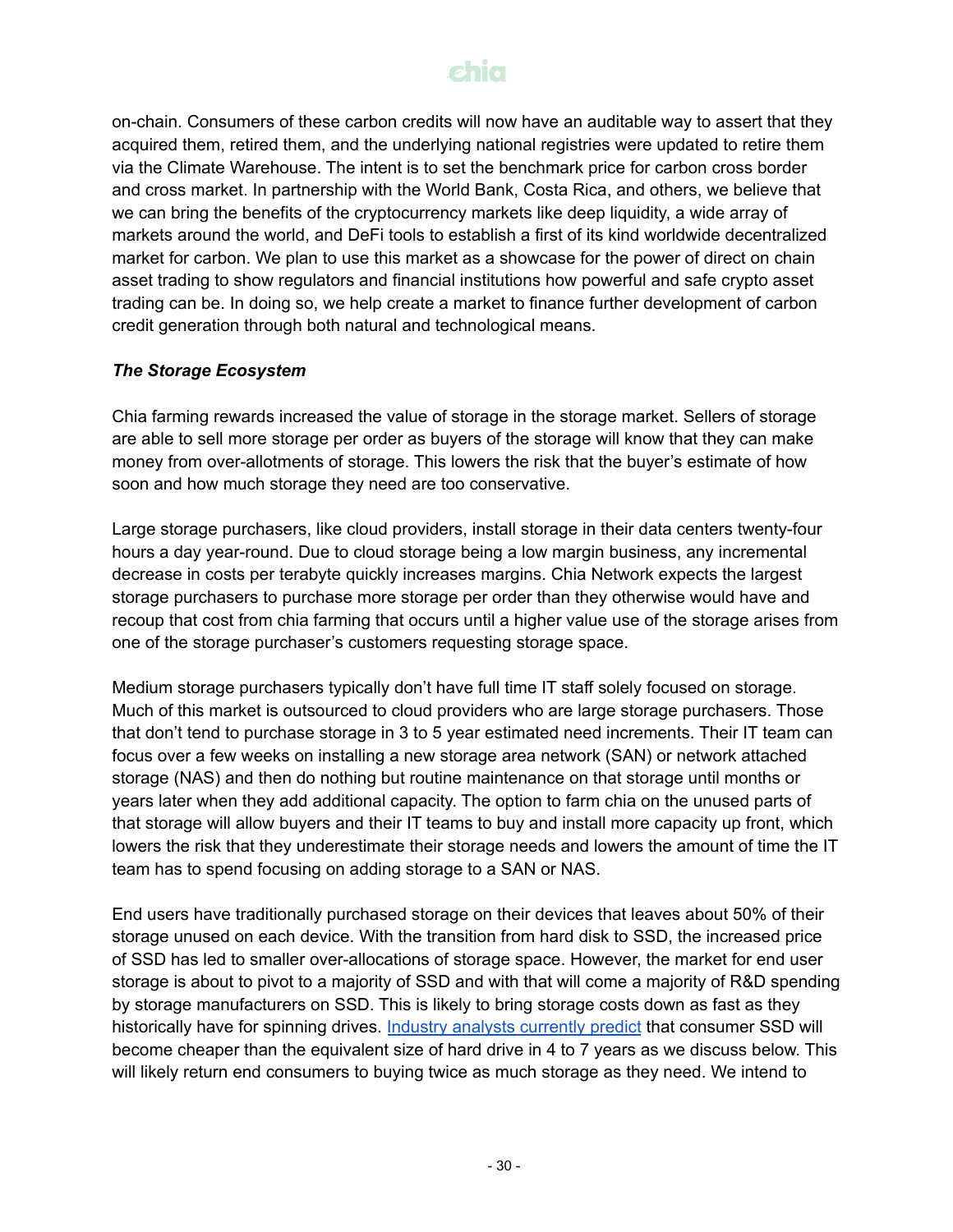on-chain. Consumers of these carbon credits will now have an auditable way to assert that they acquired them, retired them, and the underlying national registries were updated to retire them via the Climate Warehouse. The intent is to set the benchmark price for carbon cross border and cross market. In partnership with the World Bank, Costa Rica, and others, we believe that we can bring the benefits of the cryptocurrency markets like deep liquidity, a wide array of markets around the world, and DeFi tools to establish a first of its kind worldwide decentralized market for carbon. We plan to use this market as a showcase for the power of direct on chain asset trading to show regulators and financial institutions how powerful and safe crypto asset trading can be. In doing so, we help create a market to finance further development of carbon credit generation through both natural and technological means.

***The Storage Ecosystem***

Chia farming rewards increased the value of storage in the storage market. Sellers of storage are able to sell more storage per order as buyers of the storage will know that they can make money from over-allotments of storage. This lowers the risk that the buyer's estimate of how soon and how much storage they need are too conservative.

Large storage purchasers, like cloud providers, install storage in their data centers twenty-four hours a day year-round. Due to cloud storage being a low margin business, any incremental decrease in costs per terabyte quickly increases margins. Chia Network expects the largest storage purchasers to purchase more storage per order than they otherwise would have and recoup that cost from chia farming that occurs until a higher value use of the storage arises from one of the storage purchaser's customers requesting storage space.

Medium storage purchasers typically don't have full time IT staff solely focused on storage. Much of this market is outsourced to cloud providers who are large storage purchasers. Those that don't tend to purchase storage in 3 to 5 year estimated need increments. Their IT team can focus over a few weeks on installing a new storage area network (SAN) or network attached storage (NAS) and then do nothing but routine maintenance on that storage until months or years later when they add additional capacity. The option to farm chia on the unused parts of that storage will allow buyers and their IT teams to buy and install more capacity up front, which lowers the risk that they underestimate their storage needs and lowers the amount of time the IT team has to spend focusing on adding storage to a SAN or NAS.

End users have traditionally purchased storage on their devices that leaves about 50% of their storage unused on each device. With the transition from hard disk to SSD, the increased price of SSD has led to smaller over-allocations of storage space. However, the market for end user storage is about to pivot to a majority of SSD and with that will come a majority of R&D spending by storage manufacturers on SSD. This is likely to bring storage costs down as fast as they historically have for spinning drives. Industry analysts currently predict that consumer SSD will become cheaper than the equivalent size of hard drive in 4 to 7 years as we discuss below. This will likely return end consumers to buying twice as much storage as they need. We intend to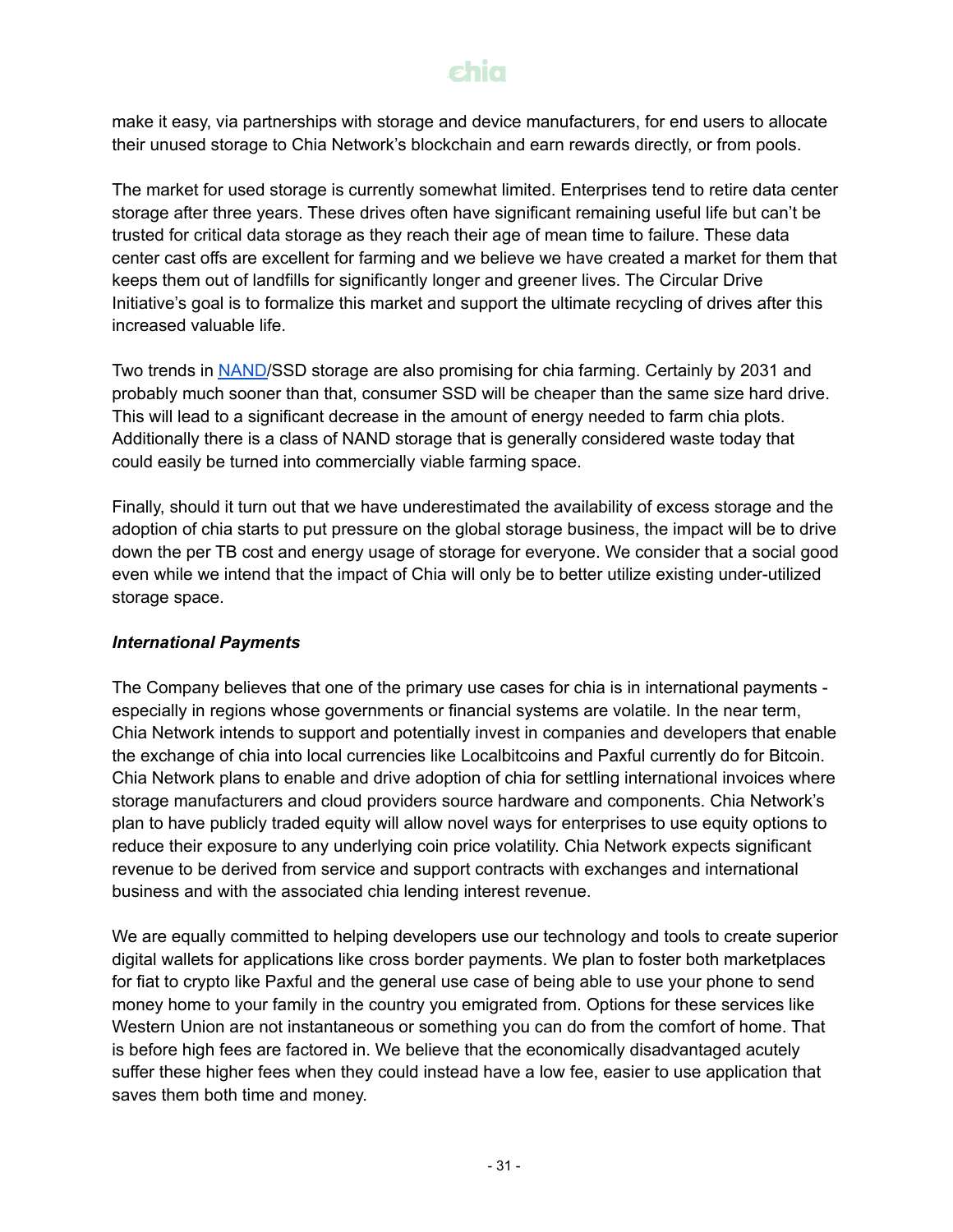make it easy, via partnerships with storage and device manufacturers, for end users to allocate their unused storage to Chia Network's blockchain and earn rewards directly, or from pools.

The market for used storage is currently somewhat limited. Enterprises tend to retire data center storage after three years. These drives often have significant remaining useful life but can't be trusted for critical data storage as they reach their age of mean time to failure. These data center cast offs are excellent for farming and we believe we have created a market for them that keeps them out of landfills for significantly longer and greener lives. The Circular Drive Initiative's goal is to formalize this market and support the ultimate recycling of drives after this increased valuable life.

Two trends in [NAND](https://en.wikipedia.org/wiki/Flash_memory#NAND_flash)/SSD storage are also promising for chia farming. Certainly by 2031 and probably much sooner than that, consumer SSD will be cheaper than the same size hard drive. This will lead to a significant decrease in the amount of energy needed to farm chia plots. Additionally there is a class of NAND storage that is generally considered waste today that could easily be turned into commercially viable farming space.

Finally, should it turn out that we have underestimated the availability of excess storage and the adoption of chia starts to put pressure on the global storage business, the impact will be to drive down the per TB cost and energy usage of storage for everyone. We consider that a social good even while we intend that the impact of Chia will only be to better utilize existing under-utilized storage space.

***International Payments***

The Company believes that one of the primary use cases for chia is in international payments - especially in regions whose governments or financial systems are volatile. In the near term, Chia Network intends to support and potentially invest in companies and developers that enable the exchange of chia into local currencies like Localbitcoins and Paxful currently do for Bitcoin. Chia Network plans to enable and drive adoption of chia for settling international invoices where storage manufacturers and cloud providers source hardware and components. Chia Network's plan to have publicly traded equity will allow novel ways for enterprises to use equity options to reduce their exposure to any underlying coin price volatility. Chia Network expects significant revenue to be derived from service and support contracts with exchanges and international business and with the associated chia lending interest revenue.

We are equally committed to helping developers use our technology and tools to create superior digital wallets for applications like cross border payments. We plan to foster both marketplaces for fiat to crypto like Paxful and the general use case of being able to use your phone to send money home to your family in the country you emigrated from. Options for these services like Western Union are not instantaneous or something you can do from the comfort of home. That is before high fees are factored in. We believe that the economically disadvantaged acutely suffer these higher fees when they could instead have a low fee, easier to use application that saves them both time and money.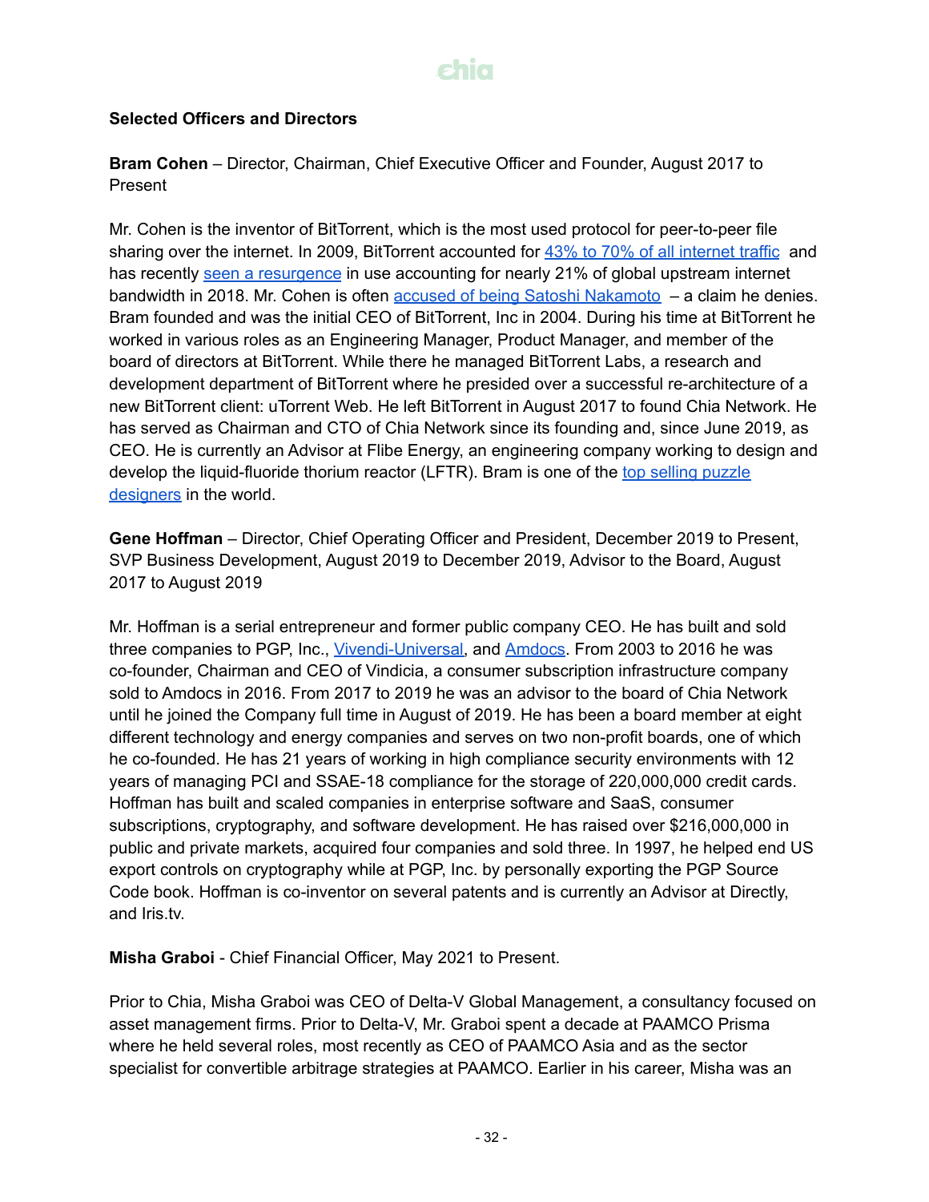**Selected Officers and Directors**

**Bram Cohen** – Director, Chairman, Chief Executive Officer and Founder, August 2017 to Present

Mr. Cohen is the inventor of BitTorrent, which is the most used protocol for peer-to-peer file sharing over the internet. In 2009, BitTorrent accounted for 43% to 70% of all internet traffic and has recently seen a resurgence in use accounting for nearly 21% of global upstream internet bandwidth in 2018. Mr. Cohen is often accused of being Satoshi Nakamoto – a claim he denies. Bram founded and was the initial CEO of BitTorrent, Inc in 2004. During his time at BitTorrent he worked in various roles as an Engineering Manager, Product Manager, and member of the board of directors at BitTorrent. While there he managed BitTorrent Labs, a research and development department of BitTorrent where he presided over a successful re-architecture of a new BitTorrent client: uTorrent Web. He left BitTorrent in August 2017 to found Chia Network. He has served as Chairman and CTO of Chia Network since its founding and, since June 2019, as CEO. He is currently an Advisor at Flibe Energy, an engineering company working to design and develop the liquid-fluoride thorium reactor (LFTR). Bram is one of the top selling puzzle designers in the world.

**Gene Hoffman** – Director, Chief Operating Officer and President, December 2019 to Present, SVP Business Development, August 2019 to December 2019, Advisor to the Board, August 2017 to August 2019

Mr. Hoffman is a serial entrepreneur and former public company CEO. He has built and sold three companies to PGP, Inc., Vivendi-Universal, and Amdocs. From 2003 to 2016 he was co-founder, Chairman and CEO of Vindicia, a consumer subscription infrastructure company sold to Amdocs in 2016. From 2017 to 2019 he was an advisor to the board of Chia Network until he joined the Company full time in August of 2019. He has been a board member at eight different technology and energy companies and serves on two non-profit boards, one of which he co-founded. He has 21 years of working in high compliance security environments with 12 years of managing PCI and SSAE-18 compliance for the storage of 220,000,000 credit cards. Hoffman has built and scaled companies in enterprise software and SaaS, consumer subscriptions, cryptography, and software development. He has raised over $216,000,000 in public and private markets, acquired four companies and sold three. In 1997, he helped end US export controls on cryptography while at PGP, Inc. by personally exporting the PGP Source Code book. Hoffman is co-inventor on several patents and is currently an Advisor at Directly, and Iris.tv.

**Misha Graboi** - Chief Financial Officer, May 2021 to Present.

Prior to Chia, Misha Graboi was CEO of Delta-V Global Management, a consultancy focused on asset management firms. Prior to Delta-V, Mr. Graboi spent a decade at PAAMCO Prisma where he held several roles, most recently as CEO of PAAMCO Asia and as the sector specialist for convertible arbitrage strategies at PAAMCO. Earlier in his career, Misha was an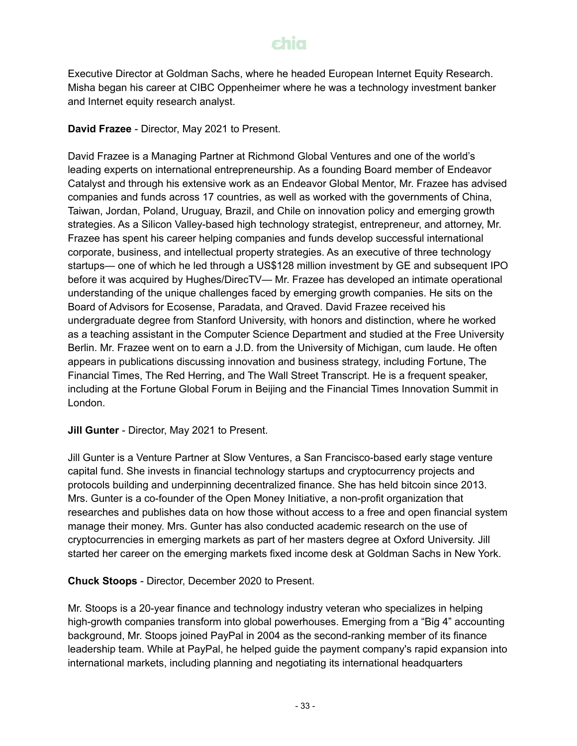Executive Director at Goldman Sachs, where he headed European Internet Equity Research. Misha began his career at CIBC Oppenheimer where he was a technology investment banker and Internet equity research analyst.

**David Frazee** - Director, May 2021 to Present.

David Frazee is a Managing Partner at Richmond Global Ventures and one of the world's leading experts on international entrepreneurship. As a founding Board member of Endeavor Catalyst and through his extensive work as an Endeavor Global Mentor, Mr. Frazee has advised companies and funds across 17 countries, as well as worked with the governments of China, Taiwan, Jordan, Poland, Uruguay, Brazil, and Chile on innovation policy and emerging growth strategies. As a Silicon Valley-based high technology strategist, entrepreneur, and attorney, Mr. Frazee has spent his career helping companies and funds develop successful international corporate, business, and intellectual property strategies. As an executive of three technology startups— one of which he led through a US$128 million investment by GE and subsequent IPO before it was acquired by Hughes/DirecTV— Mr. Frazee has developed an intimate operational understanding of the unique challenges faced by emerging growth companies. He sits on the Board of Advisors for Ecosense, Paradata, and Qraved. David Frazee received his undergraduate degree from Stanford University, with honors and distinction, where he worked as a teaching assistant in the Computer Science Department and studied at the Free University Berlin. Mr. Frazee went on to earn a J.D. from the University of Michigan, cum laude. He often appears in publications discussing innovation and business strategy, including Fortune, The Financial Times, The Red Herring, and The Wall Street Transcript. He is a frequent speaker, including at the Fortune Global Forum in Beijing and the Financial Times Innovation Summit in London.

**Jill Gunter** - Director, May 2021 to Present.

Jill Gunter is a Venture Partner at Slow Ventures, a San Francisco-based early stage venture capital fund. She invests in financial technology startups and cryptocurrency projects and protocols building and underpinning decentralized finance. She has held bitcoin since 2013. Mrs. Gunter is a co-founder of the Open Money Initiative, a non-profit organization that researches and publishes data on how those without access to a free and open financial system manage their money. Mrs. Gunter has also conducted academic research on the use of cryptocurrencies in emerging markets as part of her masters degree at Oxford University. Jill started her career on the emerging markets fixed income desk at Goldman Sachs in New York.

**Chuck Stoops** - Director, December 2020 to Present.

Mr. Stoops is a 20-year finance and technology industry veteran who specializes in helping high-growth companies transform into global powerhouses. Emerging from a "Big 4" accounting background, Mr. Stoops joined PayPal in 2004 as the second-ranking member of its finance leadership team. While at PayPal, he helped guide the payment company's rapid expansion into international markets, including planning and negotiating its international headquarters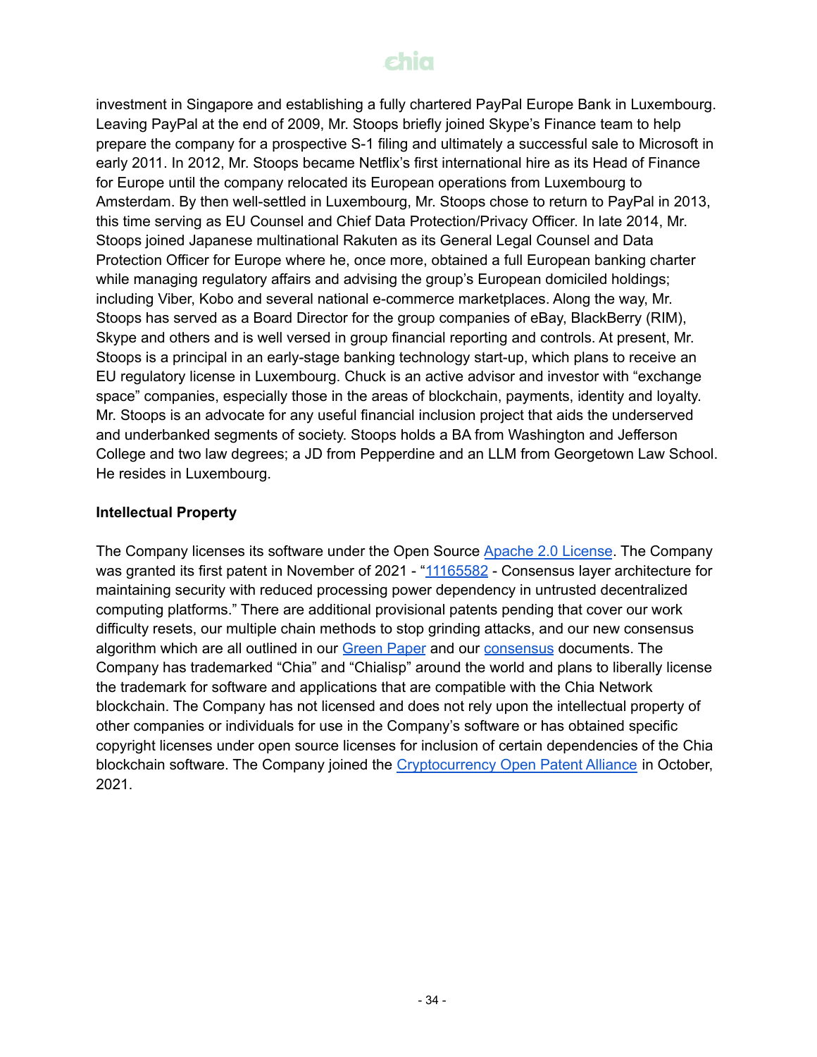investment in Singapore and establishing a fully chartered PayPal Europe Bank in Luxembourg. Leaving PayPal at the end of 2009, Mr. Stoops briefly joined Skype's Finance team to help prepare the company for a prospective S-1 filing and ultimately a successful sale to Microsoft in early 2011. In 2012, Mr. Stoops became Netflix's first international hire as its Head of Finance for Europe until the company relocated its European operations from Luxembourg to Amsterdam. By then well-settled in Luxembourg, Mr. Stoops chose to return to PayPal in 2013, this time serving as EU Counsel and Chief Data Protection/Privacy Officer. In late 2014, Mr. Stoops joined Japanese multinational Rakuten as its General Legal Counsel and Data Protection Officer for Europe where he, once more, obtained a full European banking charter while managing regulatory affairs and advising the group's European domiciled holdings; including Viber, Kobo and several national e-commerce marketplaces. Along the way, Mr. Stoops has served as a Board Director for the group companies of eBay, BlackBerry (RIM), Skype and others and is well versed in group financial reporting and controls. At present, Mr. Stoops is a principal in an early-stage banking technology start-up, which plans to receive an EU regulatory license in Luxembourg. Chuck is an active advisor and investor with "exchange space" companies, especially those in the areas of blockchain, payments, identity and loyalty. Mr. Stoops is an advocate for any useful financial inclusion project that aids the underserved and underbanked segments of society. Stoops holds a BA from Washington and Jefferson College and two law degrees; a JD from Pepperdine and an LLM from Georgetown Law School. He resides in Luxembourg.

**Intellectual Property**

The Company licenses its software under the Open Source Apache 2.0 License. The Company was granted its first patent in November of 2021 - "11165582 - Consensus layer architecture for maintaining security with reduced processing power dependency in untrusted decentralized computing platforms." There are additional provisional patents pending that cover our work difficulty resets, our multiple chain methods to stop grinding attacks, and our new consensus algorithm which are all outlined in our Green Paper and our consensus documents. The Company has trademarked "Chia" and "Chialisp" around the world and plans to liberally license the trademark for software and applications that are compatible with the Chia Network blockchain. The Company has not licensed and does not rely upon the intellectual property of other companies or individuals for use in the Company's software or has obtained specific copyright licenses under open source licenses for inclusion of certain dependencies of the Chia blockchain software. The Company joined the Cryptocurrency Open Patent Alliance in October, 2021.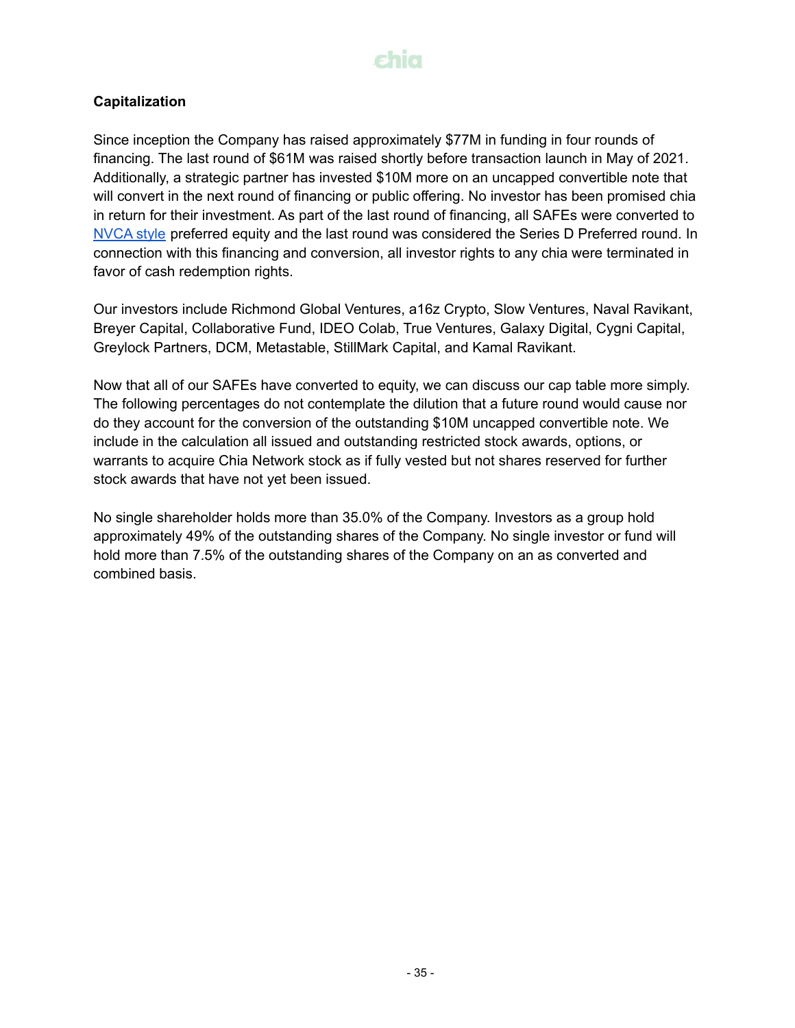## Capitalization

Since inception the Company has raised approximately $77M in funding in four rounds of financing. The last round of $61M was raised shortly before transaction launch in May of 2021. Additionally, a strategic partner has invested $10M more on an uncapped convertible note that will convert in the next round of financing or public offering. No investor has been promised chia in return for their investment. As part of the last round of financing, all SAFEs were converted to NVCA style preferred equity and the last round was considered the Series D Preferred round. In connection with this financing and conversion, all investor rights to any chia were terminated in favor of cash redemption rights.

Our investors include Richmond Global Ventures, a16z Crypto, Slow Ventures, Naval Ravikant, Breyer Capital, Collaborative Fund, IDEO Colab, True Ventures, Galaxy Digital, Cygni Capital, Greylock Partners, DCM, Metastable, StillMark Capital, and Kamal Ravikant.

Now that all of our SAFEs have converted to equity, we can discuss our cap table more simply. The following percentages do not contemplate the dilution that a future round would cause nor do they account for the conversion of the outstanding $10M uncapped convertible note. We include in the calculation all issued and outstanding restricted stock awards, options, or warrants to acquire Chia Network stock as if fully vested but not shares reserved for further stock awards that have not yet been issued.

No single shareholder holds more than 35.0% of the Company. Investors as a group hold approximately 49% of the outstanding shares of the Company. No single investor or fund will hold more than 7.5% of the outstanding shares of the Company on an as converted and combined basis.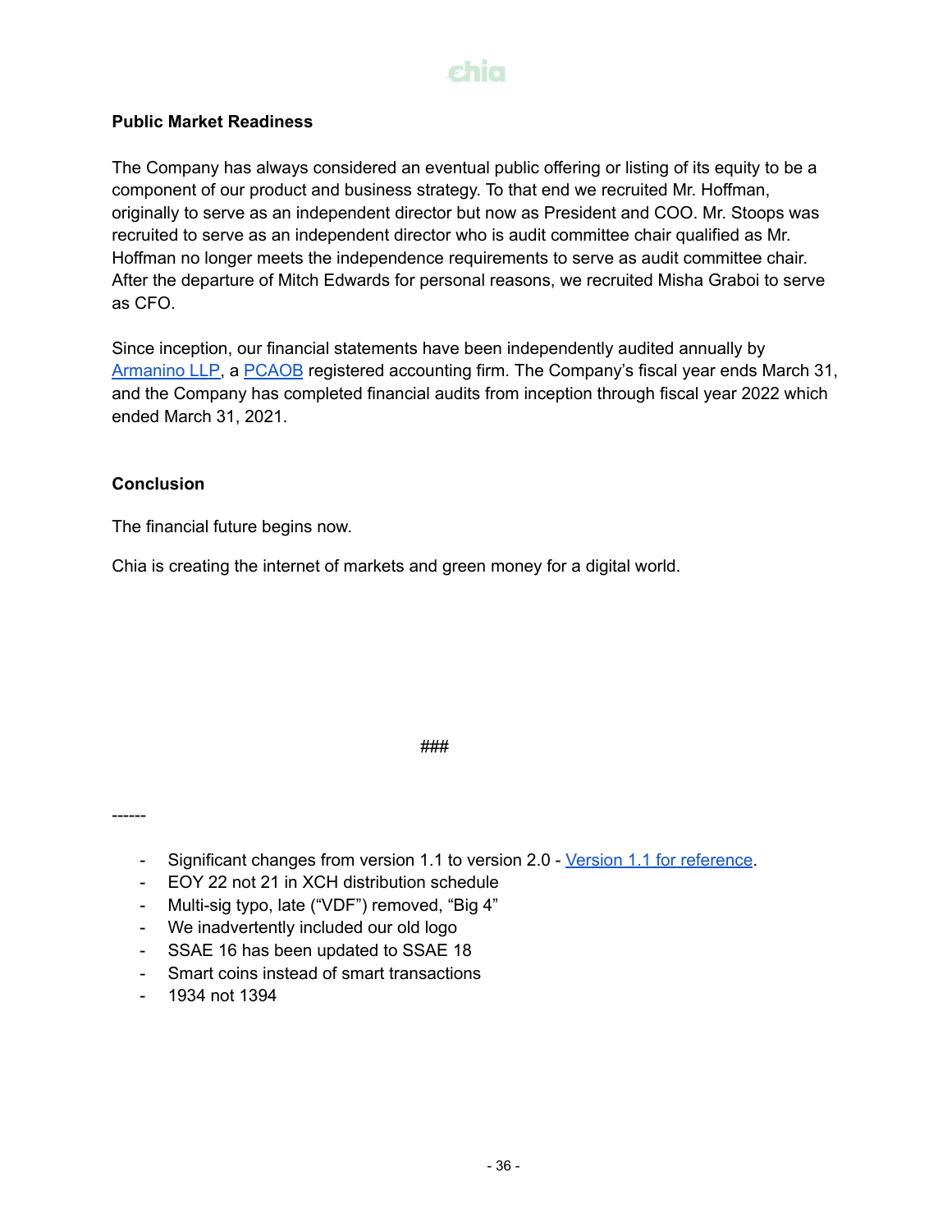**Public Market Readiness**

The Company has always considered an eventual public offering or listing of its equity to be a component of our product and business strategy. To that end we recruited Mr. Hoffman, originally to serve as an independent director but now as President and COO. Mr. Stoops was recruited to serve as an independent director who is audit committee chair qualified as Mr. Hoffman no longer meets the independence requirements to serve as audit committee chair. After the departure of Mitch Edwards for personal reasons, we recruited Misha Graboi to serve as CFO.

Since inception, our financial statements have been independently audited annually by Armanino LLP, a PCAOB registered accounting firm. The Company's fiscal year ends March 31, and the Company has completed financial audits from inception through fiscal year 2022 which ended March 31, 2021.

**Conclusion**

The financial future begins now.

Chia is creating the internet of markets and green money for a digital world.

###

------

- Significant changes from version 1.1 to version 2.0 - Version 1.1 for reference.
- EOY 22 not 21 in XCH distribution schedule
- Multi-sig typo, late ("VDF") removed, "Big 4"
- We inadvertently included our old logo
- SSAE 16 has been updated to SSAE 18
- Smart coins instead of smart transactions
- 1934 not 1394